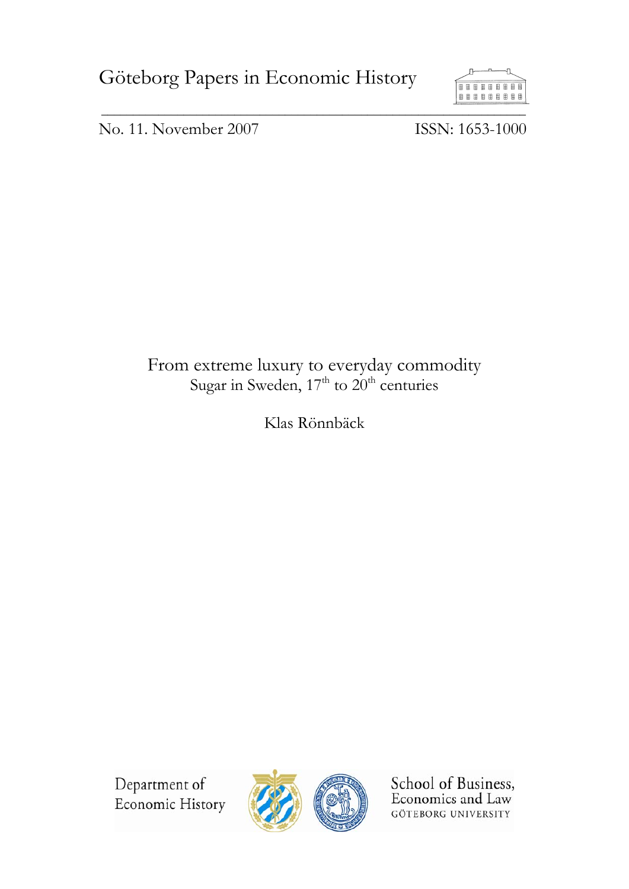Göteborg Papers in Economic History

No. 11. November 2007 ISSN: 1653-1000

# From extreme luxury to everyday commodity

## Sugar in Sweden, 17th to 20th centuries

Klas Rönnbäck

Department of Economic History

School of Business, Economics and Law
GÖTEBORG UNIVERSITY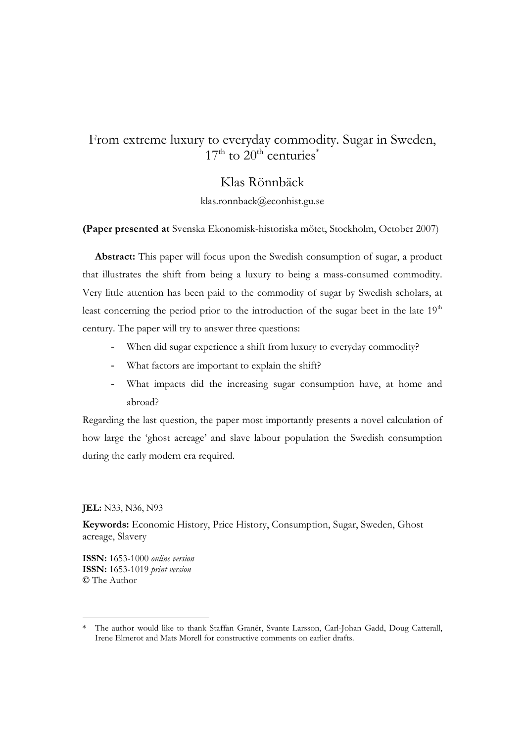# From extreme luxury to everyday commodity. Sugar in Sweden, 17th to 20th centuries*

Klas Rönnbäck

klas.ronnback@econhist.gu.se

**(Paper presented at** Svenska Ekonomisk-historiska mötet, Stockholm, October 2007)

**Abstract:** This paper will focus upon the Swedish consumption of sugar, a product that illustrates the shift from being a luxury to being a mass-consumed commodity. Very little attention has been paid to the commodity of sugar by Swedish scholars, at least concerning the period prior to the introduction of the sugar beet in the late 19th century. The paper will try to answer three questions:

- When did sugar experience a shift from luxury to everyday commodity?
- What factors are important to explain the shift?
- What impacts did the increasing sugar consumption have, at home and abroad?

Regarding the last question, the paper most importantly presents a novel calculation of how large the 'ghost acreage' and slave labour population the Swedish consumption during the early modern era required.

**JEL:** N33, N36, N93

**Keywords:** Economic History, Price History, Consumption, Sugar, Sweden, Ghost acreage, Slavery

**ISSN:** 1653-1000 *online version*
**ISSN:** 1653-1019 *print version*
**©** The Author

* The author would like to thank Staffan Granér, Svante Larsson, Carl-Johan Gadd, Doug Catterall, Irene Elmerot and Mats Morell for constructive comments on earlier drafts.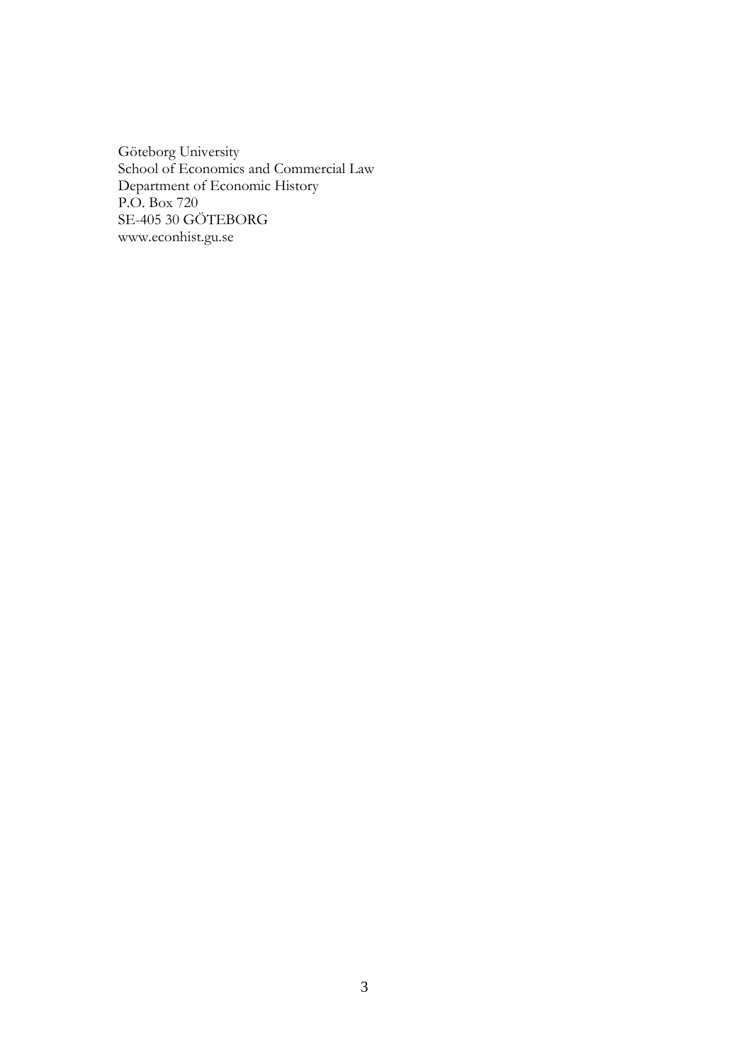Göteborg University
School of Economics and Commercial Law
Department of Economic History
P.O. Box 720
SE-405 30 GÖTEBORG
www.econhist.gu.se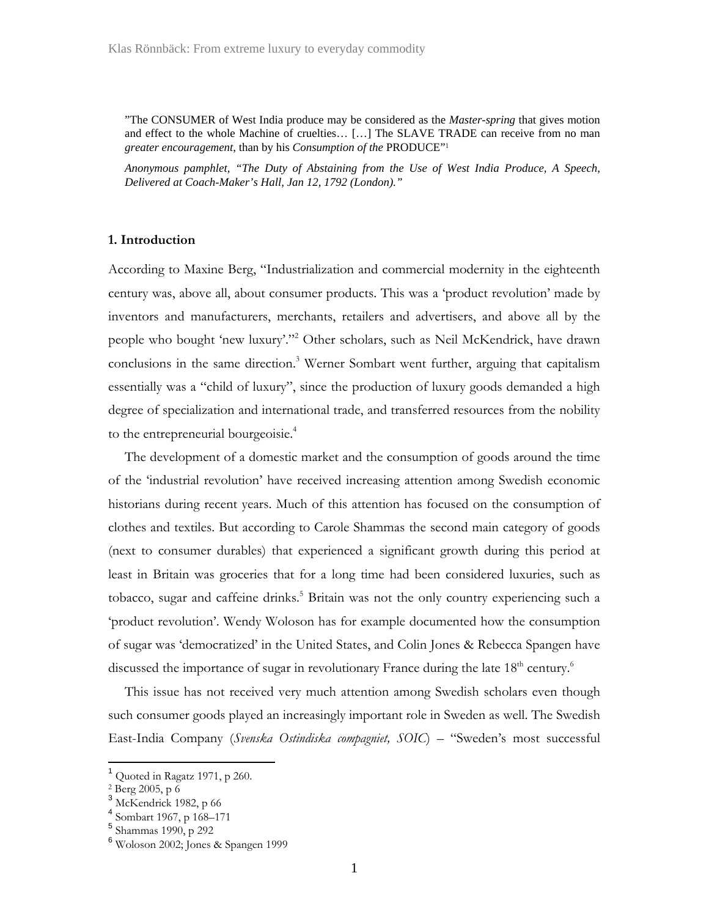"The CONSUMER of West India produce may be considered as the *Master-spring* that gives motion and effect to the whole Machine of cruelties… […] The SLAVE TRADE can receive from no man *greater encouragement*, than by his *Consumption of the* PRODUCE"[1]

*Anonymous pamphlet, "The Duty of Abstaining from the Use of West India Produce, A Speech, Delivered at Coach-Maker's Hall, Jan 12, 1792 (London)."*

## 1. Introduction

According to Maxine Berg, "Industrialization and commercial modernity in the eighteenth century was, above all, about consumer products. This was a 'product revolution' made by inventors and manufacturers, merchants, retailers and advertisers, and above all by the people who bought 'new luxury'."[2] Other scholars, such as Neil McKendrick, have drawn conclusions in the same direction.[3] Werner Sombart went further, arguing that capitalism essentially was a "child of luxury", since the production of luxury goods demanded a high degree of specialization and international trade, and transferred resources from the nobility to the entrepreneurial bourgeoisie.[4]

The development of a domestic market and the consumption of goods around the time of the 'industrial revolution' have received increasing attention among Swedish economic historians during recent years. Much of this attention has focused on the consumption of clothes and textiles. But according to Carole Shammas the second main category of goods (next to consumer durables) that experienced a significant growth during this period at least in Britain was groceries that for a long time had been considered luxuries, such as tobacco, sugar and caffeine drinks.[5] Britain was not the only country experiencing such a 'product revolution'. Wendy Woloson has for example documented how the consumption of sugar was 'democratized' in the United States, and Colin Jones & Rebecca Spangen have discussed the importance of sugar in revolutionary France during the late 18th century.[6]

This issue has not received very much attention among Swedish scholars even though such consumer goods played an increasingly important role in Sweden as well. The Swedish East-India Company (*Svenska Ostindiska compagniet, SOIC*) – "Sweden's most successful

---

[1] Quoted in Ragatz 1971, p 260.
[2] Berg 2005, p 6
[3] McKendrick 1982, p 66
[4] Sombart 1967, p 168–171
[5] Shammas 1990, p 292
[6] Woloson 2002; Jones & Spangen 1999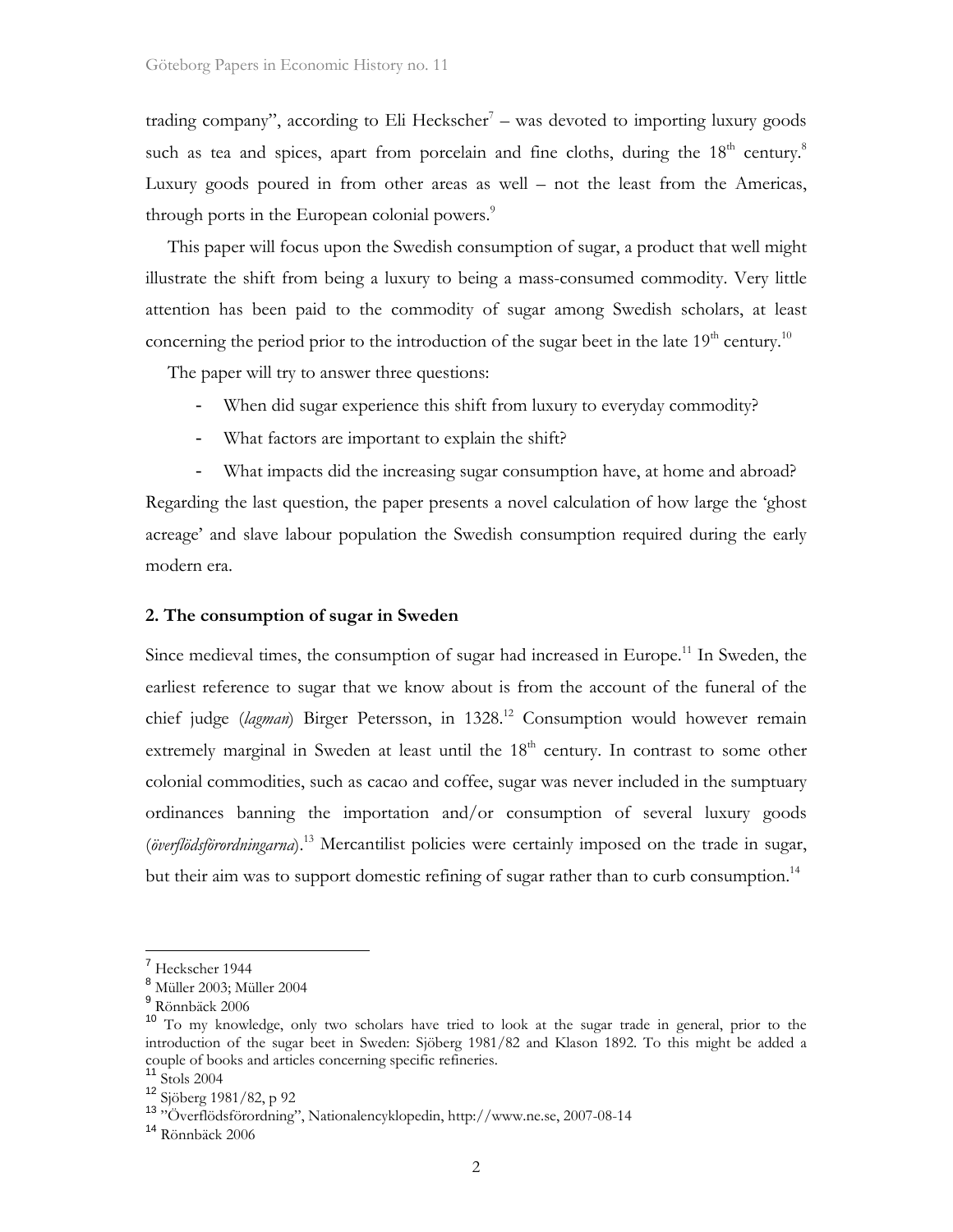trading company", according to Eli Heckscher[7] – was devoted to importing luxury goods such as tea and spices, apart from porcelain and fine cloths, during the 18th century.[8] Luxury goods poured in from other areas as well – not the least from the Americas, through ports in the European colonial powers.[9]

This paper will focus upon the Swedish consumption of sugar, a product that well might illustrate the shift from being a luxury to being a mass-consumed commodity. Very little attention has been paid to the commodity of sugar among Swedish scholars, at least concerning the period prior to the introduction of the sugar beet in the late 19th century.[10]

The paper will try to answer three questions:

- When did sugar experience this shift from luxury to everyday commodity?
- What factors are important to explain the shift?
- What impacts did the increasing sugar consumption have, at home and abroad?

Regarding the last question, the paper presents a novel calculation of how large the 'ghost acreage' and slave labour population the Swedish consumption required during the early modern era.

## 2. The consumption of sugar in Sweden

Since medieval times, the consumption of sugar had increased in Europe.[11] In Sweden, the earliest reference to sugar that we know about is from the account of the funeral of the chief judge (*lagman*) Birger Petersson, in 1328.[12] Consumption would however remain extremely marginal in Sweden at least until the 18th century. In contrast to some other colonial commodities, such as cacao and coffee, sugar was never included in the sumptuary ordinances banning the importation and/or consumption of several luxury goods (*överflödsförordningarna*).[13] Mercantilist policies were certainly imposed on the trade in sugar, but their aim was to support domestic refining of sugar rather than to curb consumption.[14]

---

[7] Heckscher 1944

[8] Müller 2003; Müller 2004

[9] Rönnbäck 2006

[10] To my knowledge, only two scholars have tried to look at the sugar trade in general, prior to the introduction of the sugar beet in Sweden: Sjöberg 1981/82 and Klason 1892. To this might be added a couple of books and articles concerning specific refineries.

[11] Stols 2004

[12] Sjöberg 1981/82, p 92

[13] "Överflödsförordning", Nationalencyklopedin, http://www.ne.se, 2007-08-14

[14] Rönnbäck 2006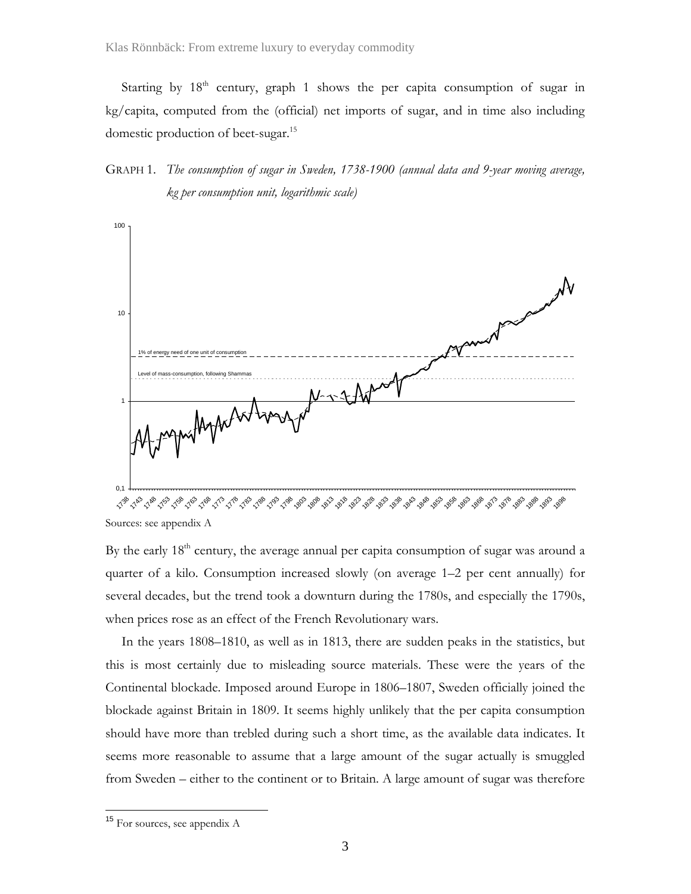Starting by 18[th] century, graph 1 shows the per capita consumption of sugar in kg/capita, computed from the (official) net imports of sugar, and in time also including domestic production of beet-sugar.[15]

GRAPH 1. *The consumption of sugar in Sweden, 1738-1900 (annual data and 9-year moving average, kg per consumption unit, logarithmic scale)*

Sources: see appendix A

By the early 18[th] century, the average annual per capita consumption of sugar was around a quarter of a kilo. Consumption increased slowly (on average 1–2 per cent annually) for several decades, but the trend took a downturn during the 1780s, and especially the 1790s, when prices rose as an effect of the French Revolutionary wars.

In the years 1808–1810, as well as in 1813, there are sudden peaks in the statistics, but this is most certainly due to misleading source materials. These were the years of the Continental blockade. Imposed around Europe in 1806–1807, Sweden officially joined the blockade against Britain in 1809. It seems highly unlikely that the per capita consumption should have more than trebled during such a short time, as the available data indicates. It seems more reasonable to assume that a large amount of the sugar actually is smuggled from Sweden – either to the continent or to Britain. A large amount of sugar was therefore

[15] For sources, see appendix A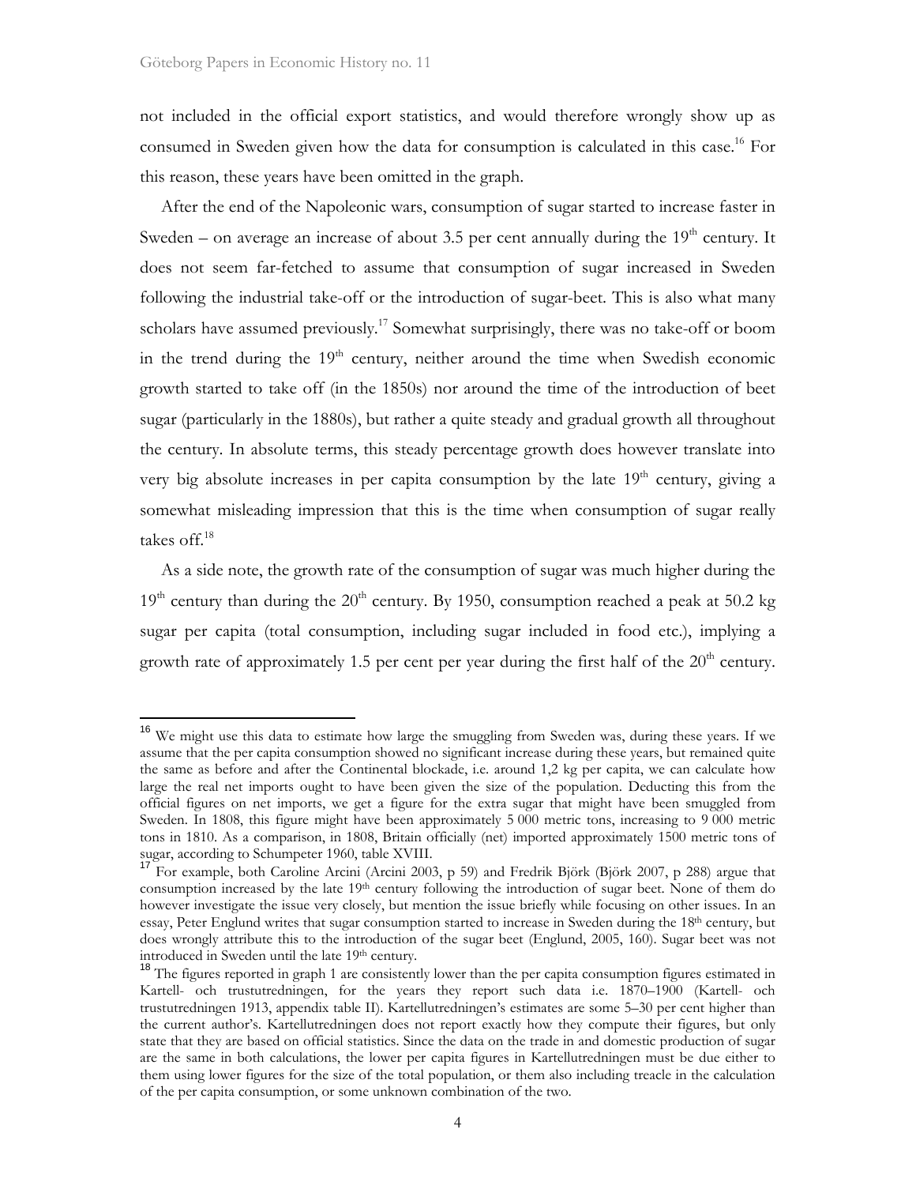not included in the official export statistics, and would therefore wrongly show up as consumed in Sweden given how the data for consumption is calculated in this case.[16] For this reason, these years have been omitted in the graph.

After the end of the Napoleonic wars, consumption of sugar started to increase faster in Sweden – on average an increase of about 3.5 per cent annually during the 19th century. It does not seem far-fetched to assume that consumption of sugar increased in Sweden following the industrial take-off or the introduction of sugar-beet. This is also what many scholars have assumed previously.[17] Somewhat surprisingly, there was no take-off or boom in the trend during the 19th century, neither around the time when Swedish economic growth started to take off (in the 1850s) nor around the time of the introduction of beet sugar (particularly in the 1880s), but rather a quite steady and gradual growth all throughout the century. In absolute terms, this steady percentage growth does however translate into very big absolute increases in per capita consumption by the late 19th century, giving a somewhat misleading impression that this is the time when consumption of sugar really takes off.[18]

As a side note, the growth rate of the consumption of sugar was much higher during the 19th century than during the 20th century. By 1950, consumption reached a peak at 50.2 kg sugar per capita (total consumption, including sugar included in food etc.), implying a growth rate of approximately 1.5 per cent per year during the first half of the 20th century.

---

[16] We might use this data to estimate how large the smuggling from Sweden was, during these years. If we assume that the per capita consumption showed no significant increase during these years, but remained quite the same as before and after the Continental blockade, i.e. around 1,2 kg per capita, we can calculate how large the real net imports ought to have been given the size of the population. Deducting this from the official figures on net imports, we get a figure for the extra sugar that might have been smuggled from Sweden. In 1808, this figure might have been approximately 5 000 metric tons, increasing to 9 000 metric tons in 1810. As a comparison, in 1808, Britain officially (net) imported approximately 1500 metric tons of sugar, according to Schumpeter 1960, table XVIII.

[17] For example, both Caroline Arcini (Arcini 2003, p 59) and Fredrik Björk (Björk 2007, p 288) argue that consumption increased by the late 19th century following the introduction of sugar beet. None of them do however investigate the issue very closely, but mention the issue briefly while focusing on other issues. In an essay, Peter Englund writes that sugar consumption started to increase in Sweden during the 18th century, but does wrongly attribute this to the introduction of the sugar beet (Englund, 2005, 160). Sugar beet was not introduced in Sweden until the late 19th century.

[18] The figures reported in graph 1 are consistently lower than the per capita consumption figures estimated in Kartell- och trustutredningen, for the years they report such data i.e. 1870–1900 (Kartell- och trustutredningen 1913, appendix table II). Kartellutredningen's estimates are some 5–30 per cent higher than the current author's. Kartellutredningen does not report exactly how they compute their figures, but only state that they are based on official statistics. Since the data on the trade in and domestic production of sugar are the same in both calculations, the lower per capita figures in Kartellutredningen must be due either to them using lower figures for the size of the total population, or them also including treacle in the calculation of the per capita consumption, or some unknown combination of the two.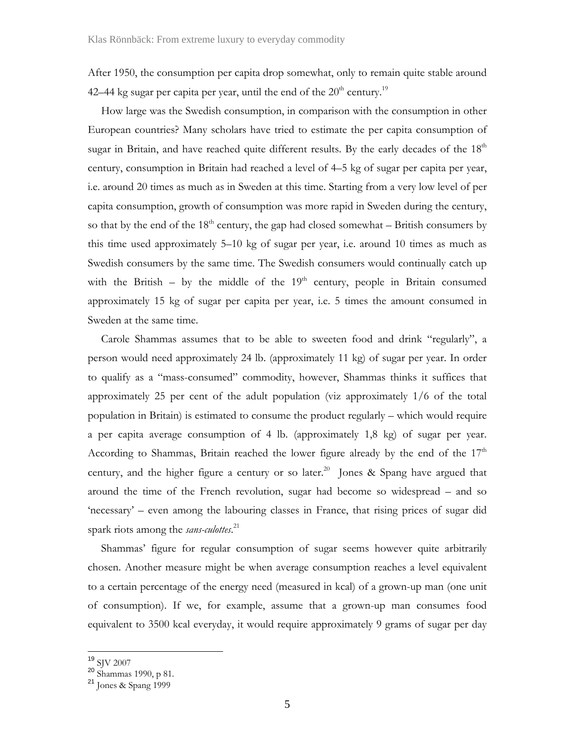After 1950, the consumption per capita drop somewhat, only to remain quite stable around 42–44 kg sugar per capita per year, until the end of the 20th century.[19]

How large was the Swedish consumption, in comparison with the consumption in other European countries? Many scholars have tried to estimate the per capita consumption of sugar in Britain, and have reached quite different results. By the early decades of the 18th century, consumption in Britain had reached a level of 4–5 kg of sugar per capita per year, i.e. around 20 times as much as in Sweden at this time. Starting from a very low level of per capita consumption, growth of consumption was more rapid in Sweden during the century, so that by the end of the 18th century, the gap had closed somewhat – British consumers by this time used approximately 5–10 kg of sugar per year, i.e. around 10 times as much as Swedish consumers by the same time. The Swedish consumers would continually catch up with the British – by the middle of the 19th century, people in Britain consumed approximately 15 kg of sugar per capita per year, i.e. 5 times the amount consumed in Sweden at the same time.

Carole Shammas assumes that to be able to sweeten food and drink "regularly", a person would need approximately 24 lb. (approximately 11 kg) of sugar per year. In order to qualify as a "mass-consumed" commodity, however, Shammas thinks it suffices that approximately 25 per cent of the adult population (viz approximately 1/6 of the total population in Britain) is estimated to consume the product regularly – which would require a per capita average consumption of 4 lb. (approximately 1,8 kg) of sugar per year. According to Shammas, Britain reached the lower figure already by the end of the 17th century, and the higher figure a century or so later.[20] Jones & Spang have argued that around the time of the French revolution, sugar had become so widespread – and so 'necessary' – even among the labouring classes in France, that rising prices of sugar did spark riots among the *sans-culottes*.[21]

Shammas' figure for regular consumption of sugar seems however quite arbitrarily chosen. Another measure might be when average consumption reaches a level equivalent to a certain percentage of the energy need (measured in kcal) of a grown-up man (one unit of consumption). If we, for example, assume that a grown-up man consumes food equivalent to 3500 kcal everyday, it would require approximately 9 grams of sugar per day

---

[19] SJV 2007

[20] Shammas 1990, p 81.

[21] Jones & Spang 1999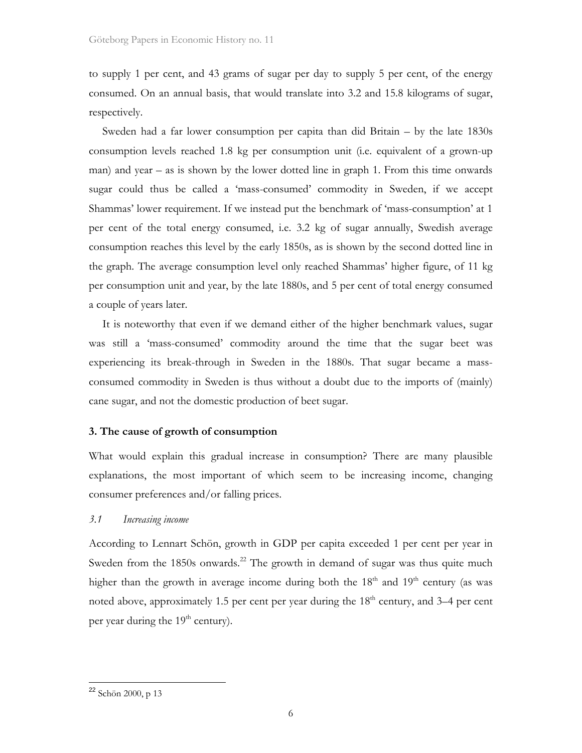to supply 1 per cent, and 43 grams of sugar per day to supply 5 per cent, of the energy consumed. On an annual basis, that would translate into 3.2 and 15.8 kilograms of sugar, respectively.

Sweden had a far lower consumption per capita than did Britain – by the late 1830s consumption levels reached 1.8 kg per consumption unit (i.e. equivalent of a grown-up man) and year – as is shown by the lower dotted line in graph 1. From this time onwards sugar could thus be called a 'mass-consumed' commodity in Sweden, if we accept Shammas' lower requirement. If we instead put the benchmark of 'mass-consumption' at 1 per cent of the total energy consumed, i.e. 3.2 kg of sugar annually, Swedish average consumption reaches this level by the early 1850s, as is shown by the second dotted line in the graph. The average consumption level only reached Shammas' higher figure, of 11 kg per consumption unit and year, by the late 1880s, and 5 per cent of total energy consumed a couple of years later.

It is noteworthy that even if we demand either of the higher benchmark values, sugar was still a 'mass-consumed' commodity around the time that the sugar beet was experiencing its break-through in Sweden in the 1880s. That sugar became a mass-consumed commodity in Sweden is thus without a doubt due to the imports of (mainly) cane sugar, and not the domestic production of beet sugar.

### 3. The cause of growth of consumption

What would explain this gradual increase in consumption? There are many plausible explanations, the most important of which seem to be increasing income, changing consumer preferences and/or falling prices.

#### *3.1 Increasing income*

According to Lennart Schön, growth in GDP per capita exceeded 1 per cent per year in Sweden from the 1850s onwards.[22] The growth in demand of sugar was thus quite much higher than the growth in average income during both the 18th and 19th century (as was noted above, approximately 1.5 per cent per year during the 18th century, and 3–4 per cent per year during the 19th century).

[22] Schön 2000, p 13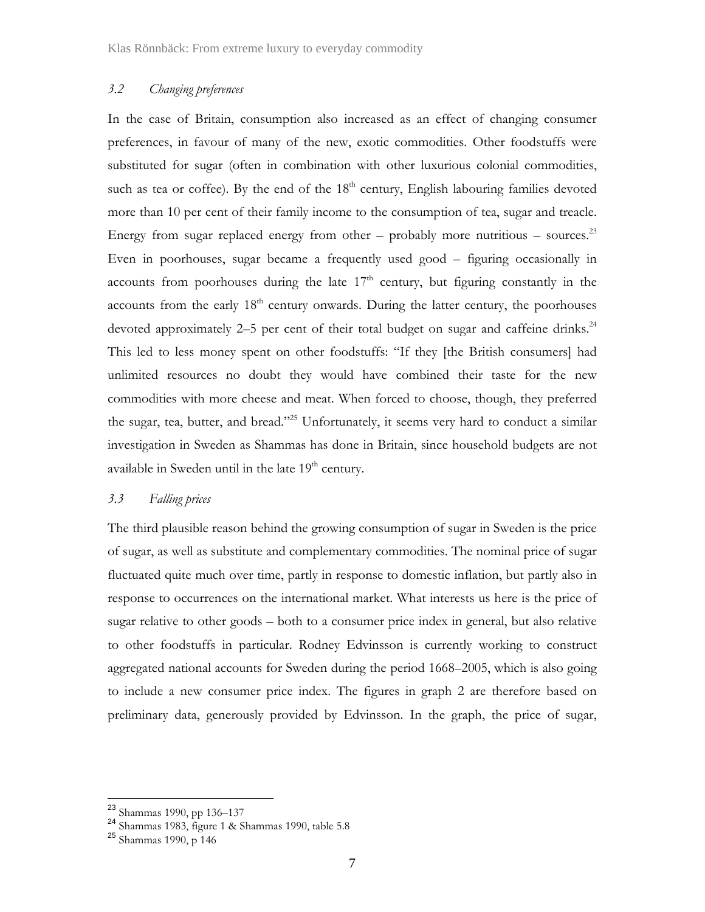### *3.2 Changing preferences*

In the case of Britain, consumption also increased as an effect of changing consumer preferences, in favour of many of the new, exotic commodities. Other foodstuffs were substituted for sugar (often in combination with other luxurious colonial commodities, such as tea or coffee). By the end of the 18th century, English labouring families devoted more than 10 per cent of their family income to the consumption of tea, sugar and treacle. Energy from sugar replaced energy from other – probably more nutritious – sources.[23] Even in poorhouses, sugar became a frequently used good – figuring occasionally in accounts from poorhouses during the late 17th century, but figuring constantly in the accounts from the early 18th century onwards. During the latter century, the poorhouses devoted approximately 2–5 per cent of their total budget on sugar and caffeine drinks.[24] This led to less money spent on other foodstuffs: "If they [the British consumers] had unlimited resources no doubt they would have combined their taste for the new commodities with more cheese and meat. When forced to choose, though, they preferred the sugar, tea, butter, and bread."[25] Unfortunately, it seems very hard to conduct a similar investigation in Sweden as Shammas has done in Britain, since household budgets are not available in Sweden until in the late 19th century.

### *3.3 Falling prices*

The third plausible reason behind the growing consumption of sugar in Sweden is the price of sugar, as well as substitute and complementary commodities. The nominal price of sugar fluctuated quite much over time, partly in response to domestic inflation, but partly also in response to occurrences on the international market. What interests us here is the price of sugar relative to other goods – both to a consumer price index in general, but also relative to other foodstuffs in particular. Rodney Edvinsson is currently working to construct aggregated national accounts for Sweden during the period 1668–2005, which is also going to include a new consumer price index. The figures in graph 2 are therefore based on preliminary data, generously provided by Edvinsson. In the graph, the price of sugar,

---

[23] Shammas 1990, pp 136–137

[24] Shammas 1983, figure 1 & Shammas 1990, table 5.8

[25] Shammas 1990, p 146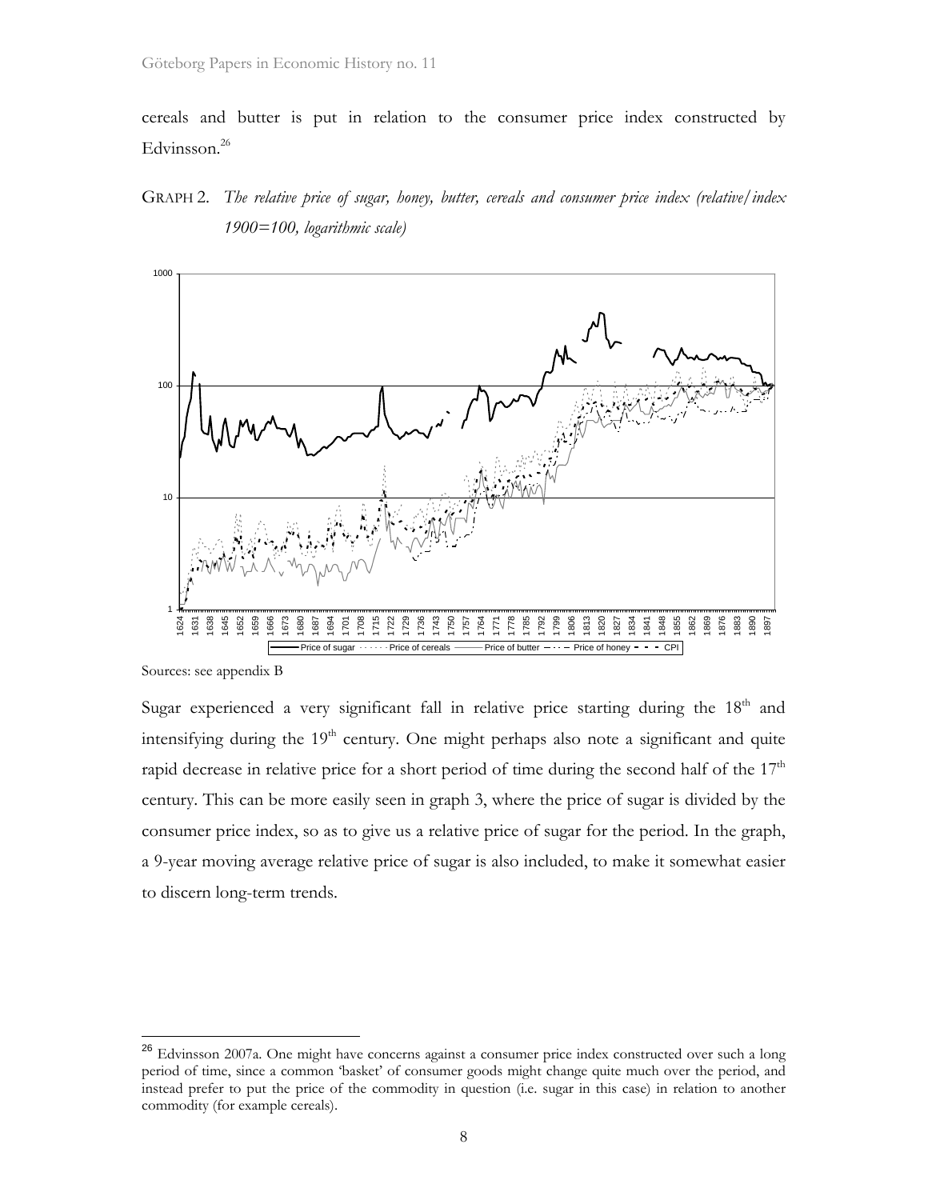cereals and butter is put in relation to the consumer price index constructed by Edvinsson.[26]

GRAPH 2. *The relative price of sugar, honey, butter, cereals and consumer price index (relative/index 1900=100, logarithmic scale)*

1000
100
10
1
1624 1631 1638 1645 1652 1659 1666 1673 1680 1687 1694 1701 1708 1715 1722 1729 1736 1743 1750 1757 1764 1771 1778 1785 1792 1799 1806 1813 1820 1827 1834 1841 1848 1855 1862 1869 1876 1883 1890 1897
Price of sugar · Price of cereals · Price of butter · Price of honey · CPI

Sources: see appendix B

Sugar experienced a very significant fall in relative price starting during the 18th and intensifying during the 19th century. One might perhaps also note a significant and quite rapid decrease in relative price for a short period of time during the second half of the 17th century. This can be more easily seen in graph 3, where the price of sugar is divided by the consumer price index, so as to give us a relative price of sugar for the period. In the graph, a 9-year moving average relative price of sugar is also included, to make it somewhat easier to discern long-term trends.

[26] Edvinsson 2007a. One might have concerns against a consumer price index constructed over such a long period of time, since a common 'basket' of consumer goods might change quite much over the period, and instead prefer to put the price of the commodity in question (i.e. sugar in this case) in relation to another commodity (for example cereals).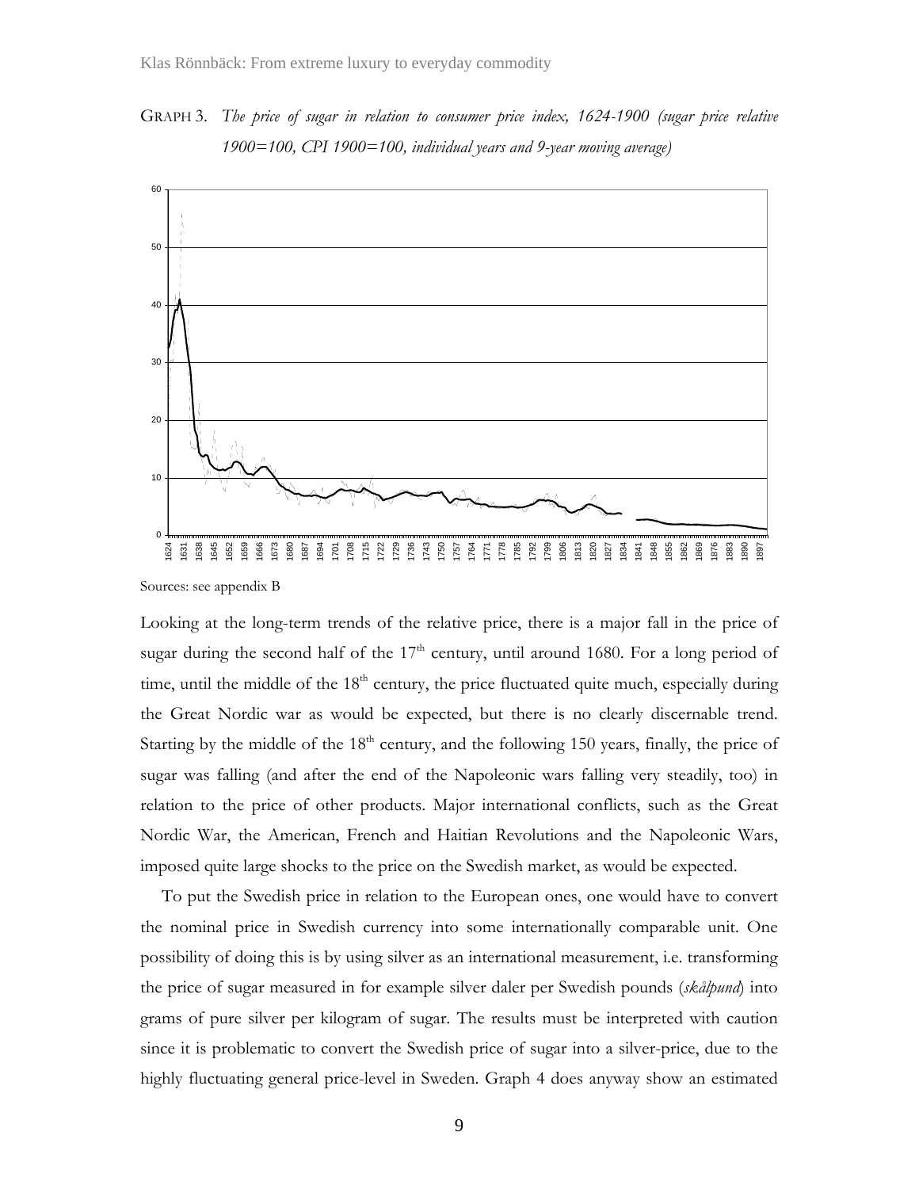GRAPH 3. *The price of sugar in relation to consumer price index, 1624-1900 (sugar price relative 1900=100, CPI 1900=100, individual years and 9-year moving average)*

60
50
40
30
20
10
0

1624 1631 1638 1645 1652 1659 1666 1673 1680 1687 1694 1701 1708 1715 1722 1729 1736 1743 1750 1757 1764 1771 1778 1785 1792 1799 1806 1813 1820 1827 1834 1841 1848 1855 1862 1869 1876 1883 1890 1897

Sources: see appendix B

Looking at the long-term trends of the relative price, there is a major fall in the price of sugar during the second half of the 17th century, until around 1680. For a long period of time, until the middle of the 18th century, the price fluctuated quite much, especially during the Great Nordic war as would be expected, but there is no clearly discernable trend. Starting by the middle of the 18th century, and the following 150 years, finally, the price of sugar was falling (and after the end of the Napoleonic wars falling very steadily, too) in relation to the price of other products. Major international conflicts, such as the Great Nordic War, the American, French and Haitian Revolutions and the Napoleonic Wars, imposed quite large shocks to the price on the Swedish market, as would be expected.

To put the Swedish price in relation to the European ones, one would have to convert the nominal price in Swedish currency into some internationally comparable unit. One possibility of doing this is by using silver as an international measurement, i.e. transforming the price of sugar measured in for example silver daler per Swedish pounds (*skålpund*) into grams of pure silver per kilogram of sugar. The results must be interpreted with caution since it is problematic to convert the Swedish price of sugar into a silver-price, due to the highly fluctuating general price-level in Sweden. Graph 4 does anyway show an estimated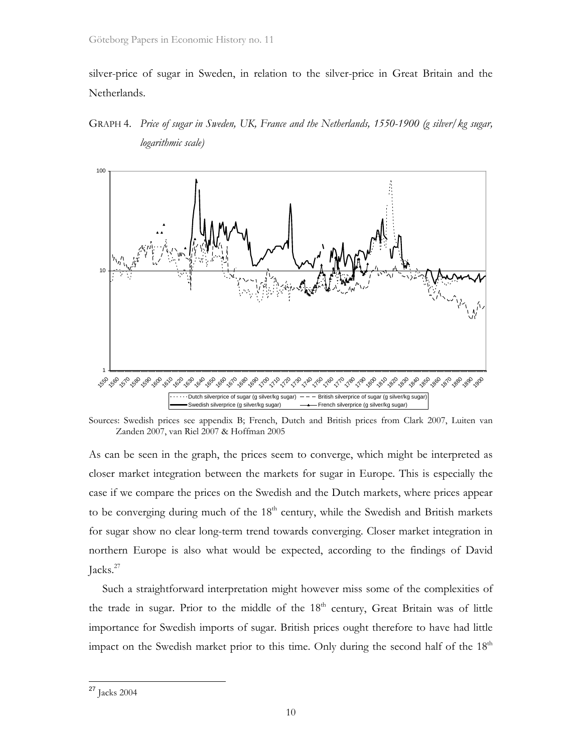silver-price of sugar in Sweden, in relation to the silver-price in Great Britain and the Netherlands.

GRAPH 4. *Price of sugar in Sweden, UK, France and the Netherlands, 1550-1900 (g silver/kg sugar, logarithmic scale)*

100

10

1

1550 1560 1570 1580 1590 1600 1610 1620 1630 1640 1650 1660 1670 1680 1690 1700 1710 1720 1730 1740 1750 1760 1770 1780 1790 1800 1810 1820 1830 1840 1850 1860 1870 1880 1890 1900

Dutch silverprice of sugar (g silver/kg sugar)
British silverprice of sugar (g silver/kg sugar)
Swedish silverprice (g silver/kg sugar)
French silverprice (g silver/kg sugar)

Sources: Swedish prices see appendix B; French, Dutch and British prices from Clark 2007, Luiten van Zanden 2007, van Riel 2007 & Hoffman 2005

As can be seen in the graph, the prices seem to converge, which might be interpreted as closer market integration between the markets for sugar in Europe. This is especially the case if we compare the prices on the Swedish and the Dutch markets, where prices appear to be converging during much of the 18th century, while the Swedish and British markets for sugar show no clear long-term trend towards converging. Closer market integration in northern Europe is also what would be expected, according to the findings of David Jacks.[27]

Such a straightforward interpretation might however miss some of the complexities of the trade in sugar. Prior to the middle of the 18th century, Great Britain was of little importance for Swedish imports of sugar. British prices ought therefore to have had little impact on the Swedish market prior to this time. Only during the second half of the 18th

[27] Jacks 2004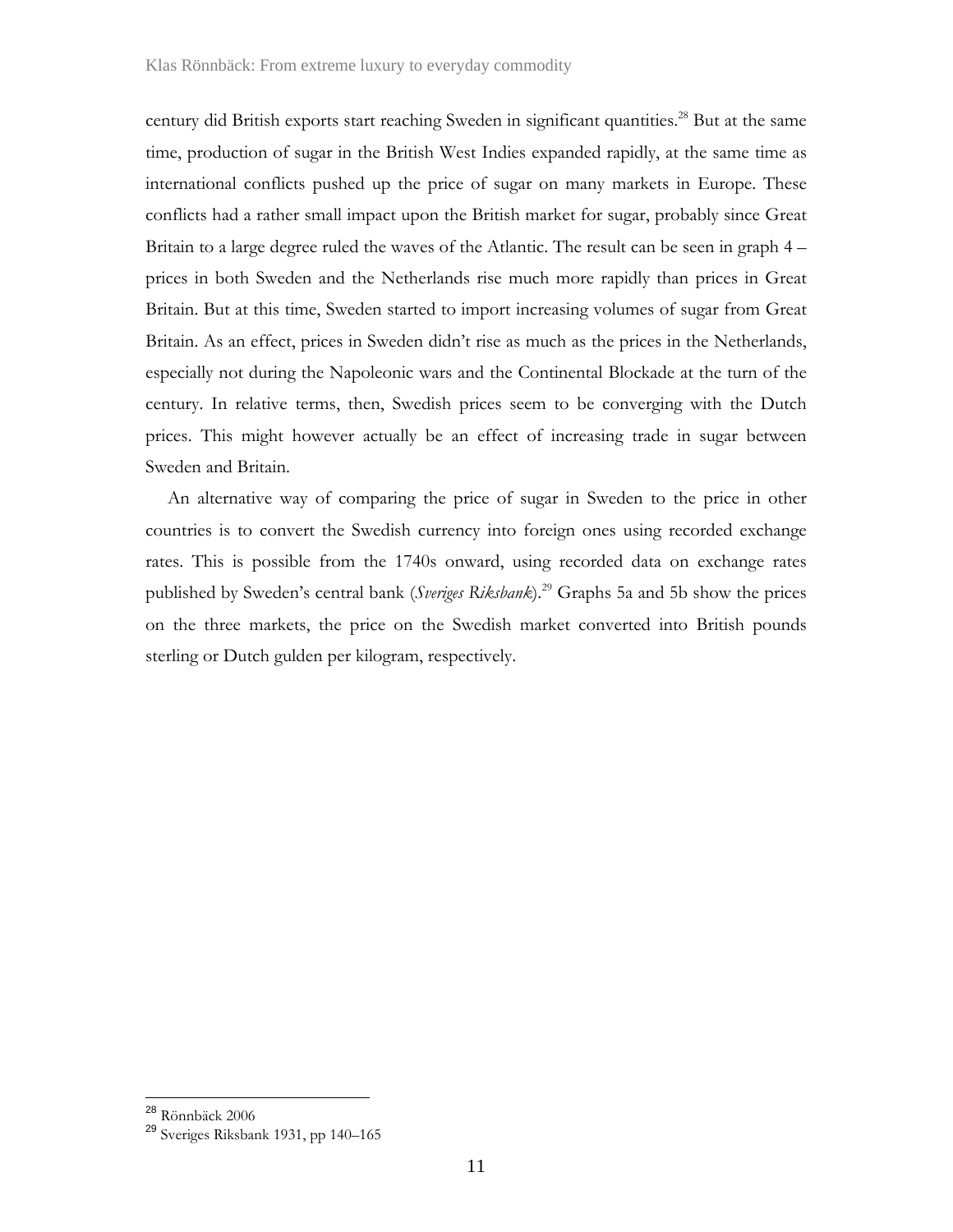century did British exports start reaching Sweden in significant quantities.[28] But at the same time, production of sugar in the British West Indies expanded rapidly, at the same time as international conflicts pushed up the price of sugar on many markets in Europe. These conflicts had a rather small impact upon the British market for sugar, probably since Great Britain to a large degree ruled the waves of the Atlantic. The result can be seen in graph 4 – prices in both Sweden and the Netherlands rise much more rapidly than prices in Great Britain. But at this time, Sweden started to import increasing volumes of sugar from Great Britain. As an effect, prices in Sweden didn't rise as much as the prices in the Netherlands, especially not during the Napoleonic wars and the Continental Blockade at the turn of the century. In relative terms, then, Swedish prices seem to be converging with the Dutch prices. This might however actually be an effect of increasing trade in sugar between Sweden and Britain.

An alternative way of comparing the price of sugar in Sweden to the price in other countries is to convert the Swedish currency into foreign ones using recorded exchange rates. This is possible from the 1740s onward, using recorded data on exchange rates published by Sweden's central bank (*Sveriges Riksbank*).[29] Graphs 5a and 5b show the prices on the three markets, the price on the Swedish market converted into British pounds sterling or Dutch gulden per kilogram, respectively.

---

[28] Rönnbäck 2006

[29] Sveriges Riksbank 1931, pp 140–165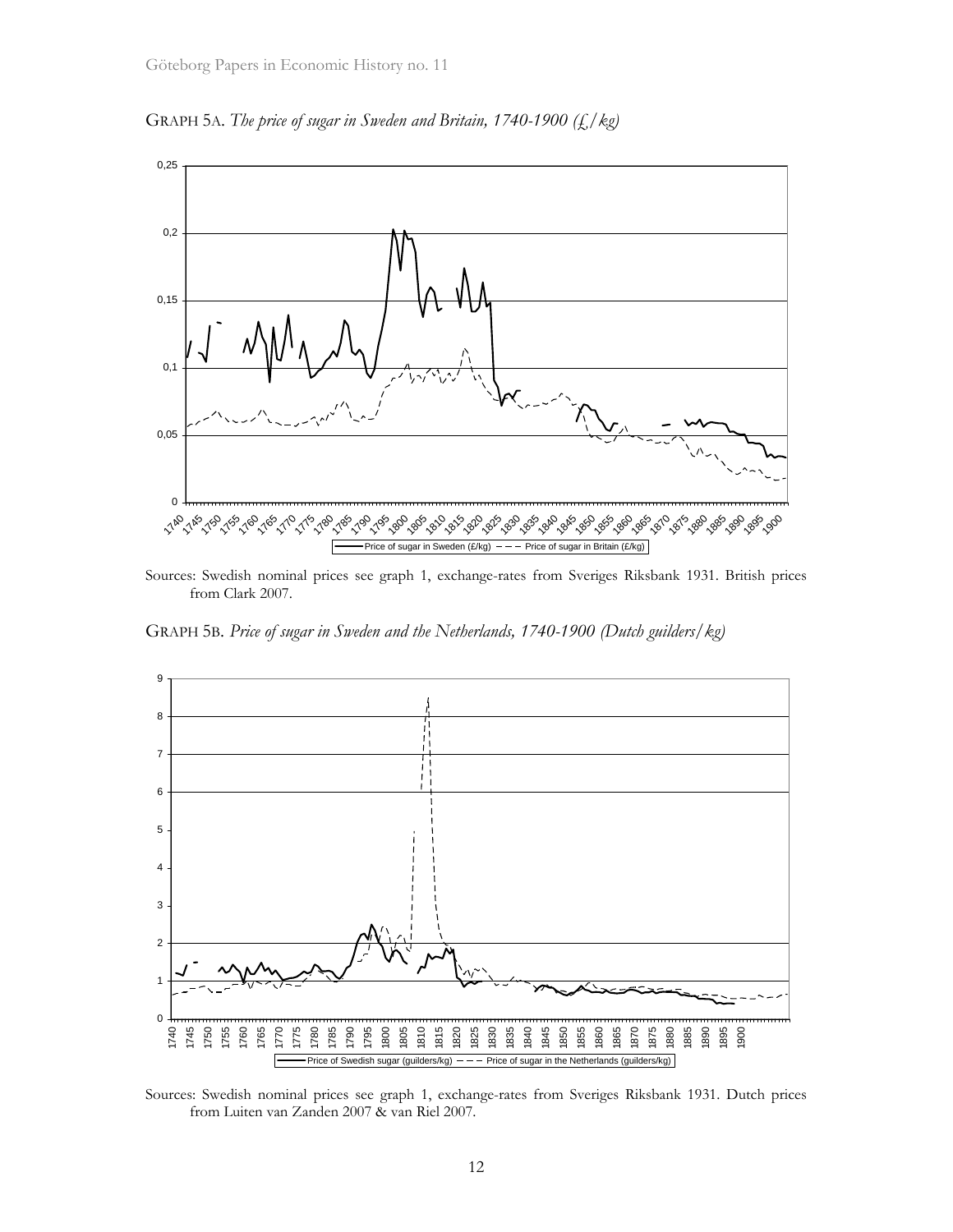GRAPH 5A. *The price of sugar in Sweden and Britain, 1740-1900 (£/kg)*

0,25
0,2
0,15
0,1
0,05
0
1740 1745 1750 1755 1760 1765 1770 1775 1780 1785 1790 1795 1800 1805 1810 1815 1820 1825 1830 1835 1840 1845 1850 1855 1860 1865 1870 1875 1880 1885 1890 1895 1900
Price of sugar in Sweden (£/kg) Price of sugar in Britain (£/kg)

Sources: Swedish nominal prices see graph 1, exchange-rates from Sveriges Riksbank 1931. British prices from Clark 2007.

GRAPH 5B. *Price of sugar in Sweden and the Netherlands, 1740-1900 (Dutch guilders/kg)*

9
8
7
6
5
4
3
2
1
0
1740 1745 1750 1755 1760 1765 1770 1775 1780 1785 1790 1795 1800 1805 1810 1815 1820 1825 1830 1835 1840 1845 1850 1855 1860 1865 1870 1875 1880 1885 1890 1895 1900
Price of Swedish sugar (guilders/kg) Price of sugar in the Netherlands (guilders/kg)

Sources: Swedish nominal prices see graph 1, exchange-rates from Sveriges Riksbank 1931. Dutch prices from Luiten van Zanden 2007 & van Riel 2007.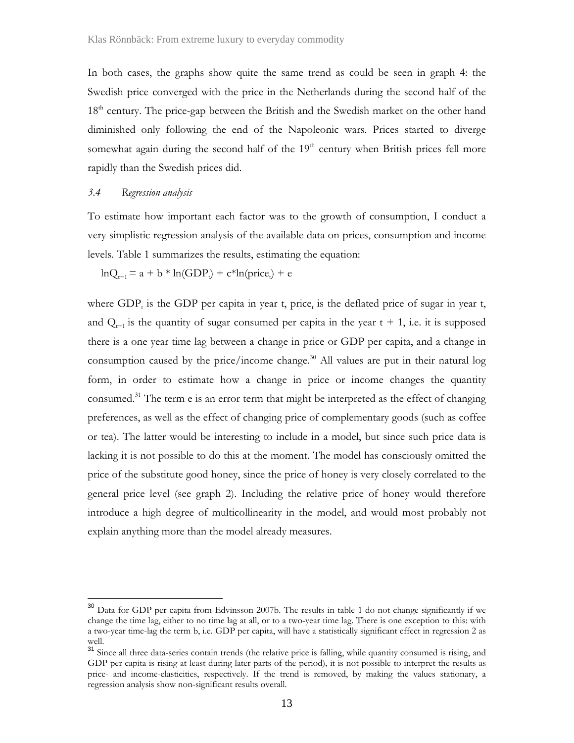In both cases, the graphs show quite the same trend as could be seen in graph 4: the Swedish price converged with the price in the Netherlands during the second half of the 18th century. The price-gap between the British and the Swedish market on the other hand diminished only following the end of the Napoleonic wars. Prices started to diverge somewhat again during the second half of the 19th century when British prices fell more rapidly than the Swedish prices did.

### *3.4 Regression analysis*

To estimate how important each factor was to the growth of consumption, I conduct a very simplistic regression analysis of the available data on prices, consumption and income levels. Table 1 summarizes the results, estimating the equation:

$$\ln Q_{t+1} = a + b * \ln(GDP_t) + c*\ln(price_t) + e$$

where $GDP_t$ is the GDP per capita in year t, $price_t$ is the deflated price of sugar in year t, and $Q_{t+1}$ is the quantity of sugar consumed per capita in the year t + 1, i.e. it is supposed there is a one year time lag between a change in price or GDP per capita, and a change in consumption caused by the price/income change.[30] All values are put in their natural log form, in order to estimate how a change in price or income changes the quantity consumed.[31] The term e is an error term that might be interpreted as the effect of changing preferences, as well as the effect of changing price of complementary goods (such as coffee or tea). The latter would be interesting to include in a model, but since such price data is lacking it is not possible to do this at the moment. The model has consciously omitted the price of the substitute good honey, since the price of honey is very closely correlated to the general price level (see graph 2). Including the relative price of honey would therefore introduce a high degree of multicollinearity in the model, and would most probably not explain anything more than the model already measures.

---

[30] Data for GDP per capita from Edvinsson 2007b. The results in table 1 do not change significantly if we change the time lag, either to no time lag at all, or to a two-year time lag. There is one exception to this: with a two-year time-lag the term b, i.e. GDP per capita, will have a statistically significant effect in regression 2 as well.

[31] Since all three data-series contain trends (the relative price is falling, while quantity consumed is rising, and GDP per capita is rising at least during later parts of the period), it is not possible to interpret the results as price- and income-elasticities, respectively. If the trend is removed, by making the values stationary, a regression analysis show non-significant results overall.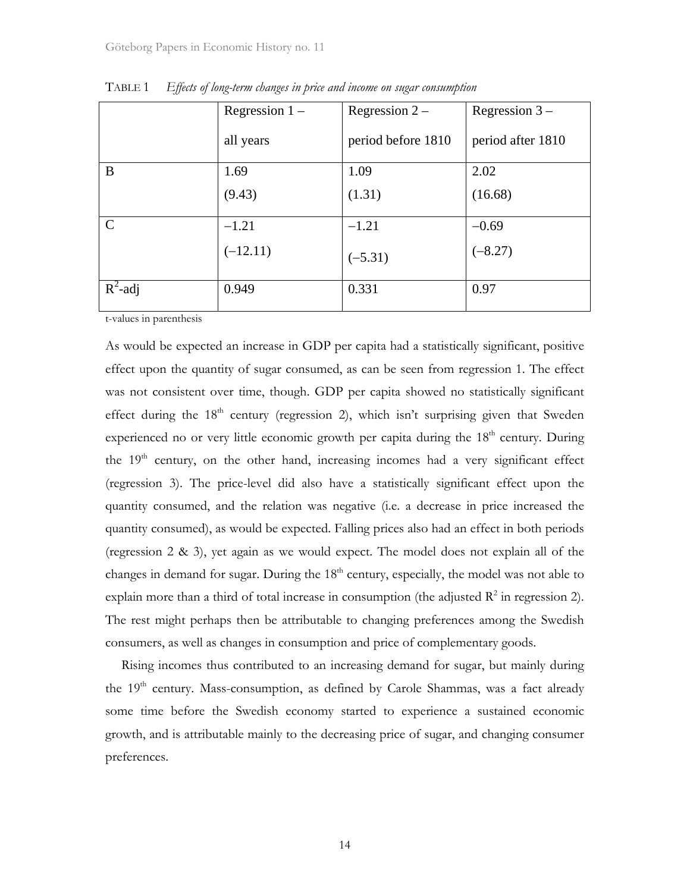TABLE 1 *Effects of long-term changes in price and income on sugar consumption*

| | Regression 1 – all years | Regression 2 – period before 1810 | Regression 3 – period after 1810 |
|---|---|---|---|
| B | 1.69<br>(9.43) | 1.09<br>(1.31) | 2.02<br>(16.68) |
| C | –1.21<br>(–12.11) | –1.21<br>(–5.31) | –0.69<br>(–8.27) |
| $R^2$-adj | 0.949 | 0.331 | 0.97 |

t-values in parenthesis

As would be expected an increase in GDP per capita had a statistically significant, positive effect upon the quantity of sugar consumed, as can be seen from regression 1. The effect was not consistent over time, though. GDP per capita showed no statistically significant effect during the 18th century (regression 2), which isn't surprising given that Sweden experienced no or very little economic growth per capita during the 18th century. During the 19th century, on the other hand, increasing incomes had a very significant effect (regression 3). The price-level did also have a statistically significant effect upon the quantity consumed, and the relation was negative (i.e. a decrease in price increased the quantity consumed), as would be expected. Falling prices also had an effect in both periods (regression 2 & 3), yet again as we would expect. The model does not explain all of the changes in demand for sugar. During the 18th century, especially, the model was not able to explain more than a third of total increase in consumption (the adjusted $R^2$ in regression 2). The rest might perhaps then be attributable to changing preferences among the Swedish consumers, as well as changes in consumption and price of complementary goods.

Rising incomes thus contributed to an increasing demand for sugar, but mainly during the 19th century. Mass-consumption, as defined by Carole Shammas, was a fact already some time before the Swedish economy started to experience a sustained economic growth, and is attributable mainly to the decreasing price of sugar, and changing consumer preferences.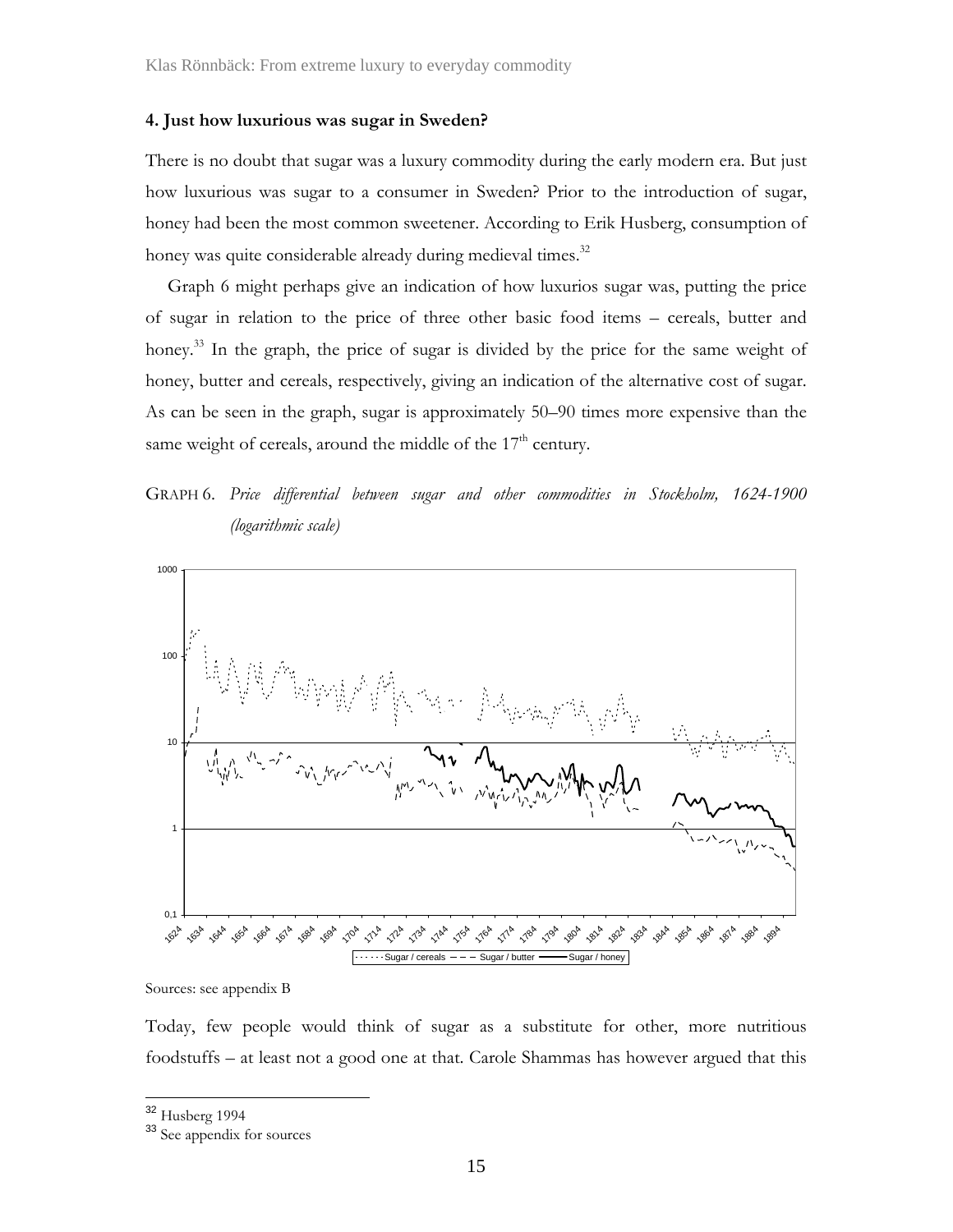## 4. Just how luxurious was sugar in Sweden?

There is no doubt that sugar was a luxury commodity during the early modern era. But just how luxurious was sugar to a consumer in Sweden? Prior to the introduction of sugar, honey had been the most common sweetener. According to Erik Husberg, consumption of honey was quite considerable already during medieval times.[32]

Graph 6 might perhaps give an indication of how luxurios sugar was, putting the price of sugar in relation to the price of three other basic food items – cereals, butter and honey.[33] In the graph, the price of sugar is divided by the price for the same weight of honey, butter and cereals, respectively, giving an indication of the alternative cost of sugar. As can be seen in the graph, sugar is approximately 50–90 times more expensive than the same weight of cereals, around the middle of the 17th century.

GRAPH 6. *Price differential between sugar and other commodities in Stockholm, 1624-1900 (logarithmic scale)*

1000
100
10
1
0,1
1624 1634 1644 1654 1664 1674 1684 1694 1704 1714 1724 1734 1744 1754 1764 1774 1784 1794 1804 1814 1824 1834 1844 1854 1864 1874 1884 1894
Sugar / cereals — Sugar / butter — Sugar / honey

Sources: see appendix B

Today, few people would think of sugar as a substitute for other, more nutritious foodstuffs – at least not a good one at that. Carole Shammas has however argued that this

[32] Husberg 1994

[33] See appendix for sources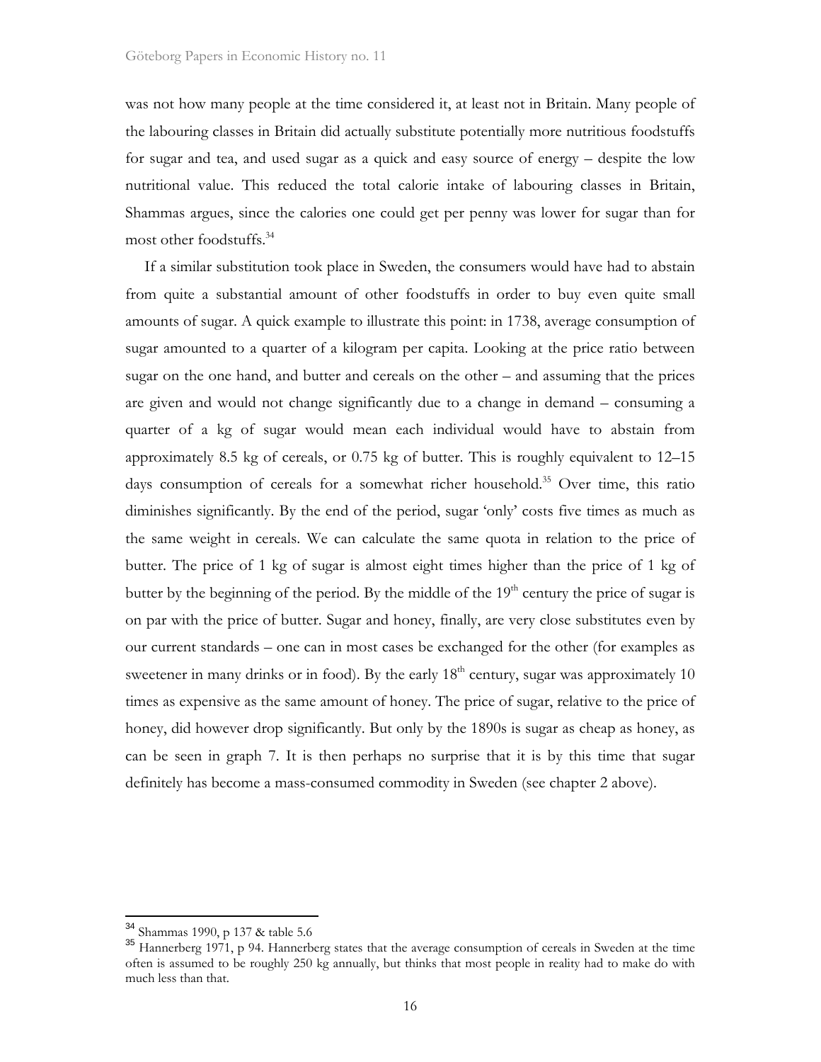was not how many people at the time considered it, at least not in Britain. Many people of the labouring classes in Britain did actually substitute potentially more nutritious foodstuffs for sugar and tea, and used sugar as a quick and easy source of energy – despite the low nutritional value. This reduced the total calorie intake of labouring classes in Britain, Shammas argues, since the calories one could get per penny was lower for sugar than for most other foodstuffs.[34]

If a similar substitution took place in Sweden, the consumers would have had to abstain from quite a substantial amount of other foodstuffs in order to buy even quite small amounts of sugar. A quick example to illustrate this point: in 1738, average consumption of sugar amounted to a quarter of a kilogram per capita. Looking at the price ratio between sugar on the one hand, and butter and cereals on the other – and assuming that the prices are given and would not change significantly due to a change in demand – consuming a quarter of a kg of sugar would mean each individual would have to abstain from approximately 8.5 kg of cereals, or 0.75 kg of butter. This is roughly equivalent to 12–15 days consumption of cereals for a somewhat richer household.[35] Over time, this ratio diminishes significantly. By the end of the period, sugar 'only' costs five times as much as the same weight in cereals. We can calculate the same quota in relation to the price of butter. The price of 1 kg of sugar is almost eight times higher than the price of 1 kg of butter by the beginning of the period. By the middle of the 19th century the price of sugar is on par with the price of butter. Sugar and honey, finally, are very close substitutes even by our current standards – one can in most cases be exchanged for the other (for examples as sweetener in many drinks or in food). By the early 18th century, sugar was approximately 10 times as expensive as the same amount of honey. The price of sugar, relative to the price of honey, did however drop significantly. But only by the 1890s is sugar as cheap as honey, as can be seen in graph 7. It is then perhaps no surprise that it is by this time that sugar definitely has become a mass-consumed commodity in Sweden (see chapter 2 above).

---

[34] Shammas 1990, p 137 & table 5.6

[35] Hannerberg 1971, p 94. Hannerberg states that the average consumption of cereals in Sweden at the time often is assumed to be roughly 250 kg annually, but thinks that most people in reality had to make do with much less than that.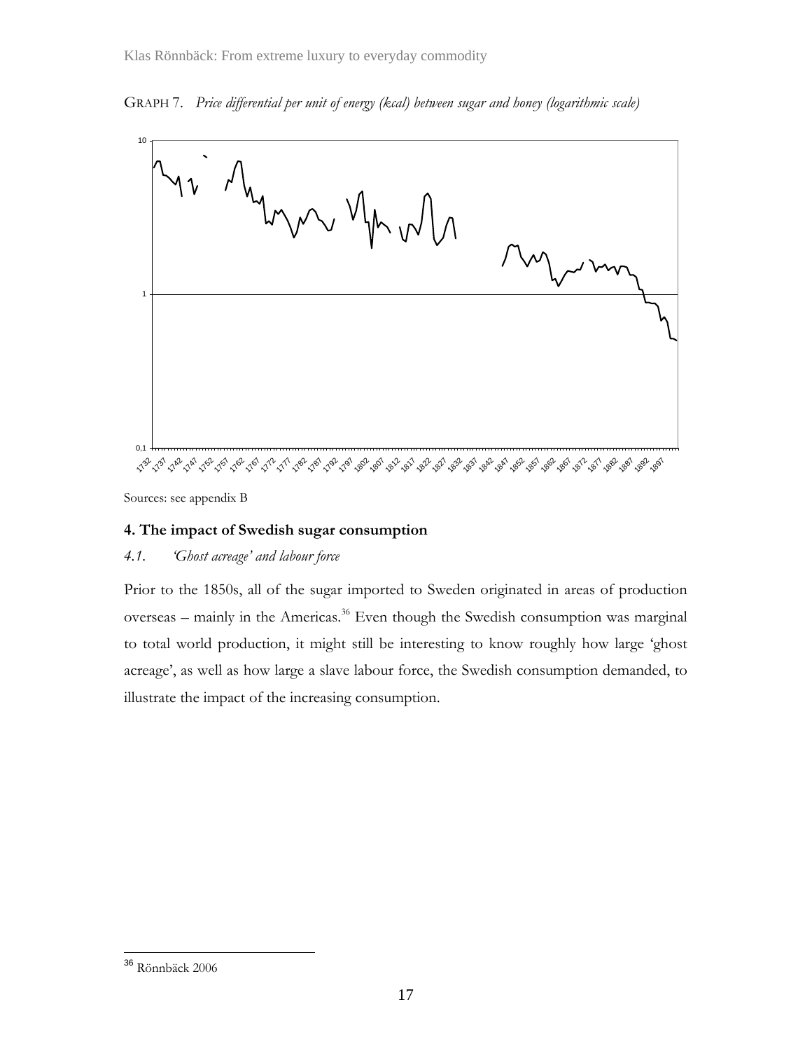GRAPH 7. *Price differential per unit of energy (kcal) between sugar and honey (logarithmic scale)*

10
1
0,1
1732 1737 1742 1747 1752 1757 1762 1767 1772 1777 1782 1787 1792 1797 1802 1807 1812 1817 1822 1827 1832 1837 1842 1847 1852 1857 1862 1867 1872 1877 1882 1887 1892 1897

Sources: see appendix B

### 4. The impact of Swedish sugar consumption

#### *4.1. 'Ghost acreage' and labour force*

Prior to the 1850s, all of the sugar imported to Sweden originated in areas of production overseas – mainly in the Americas.[36] Even though the Swedish consumption was marginal to total world production, it might still be interesting to know roughly how large 'ghost acreage', as well as how large a slave labour force, the Swedish consumption demanded, to illustrate the impact of the increasing consumption.

[36] Rönnbäck 2006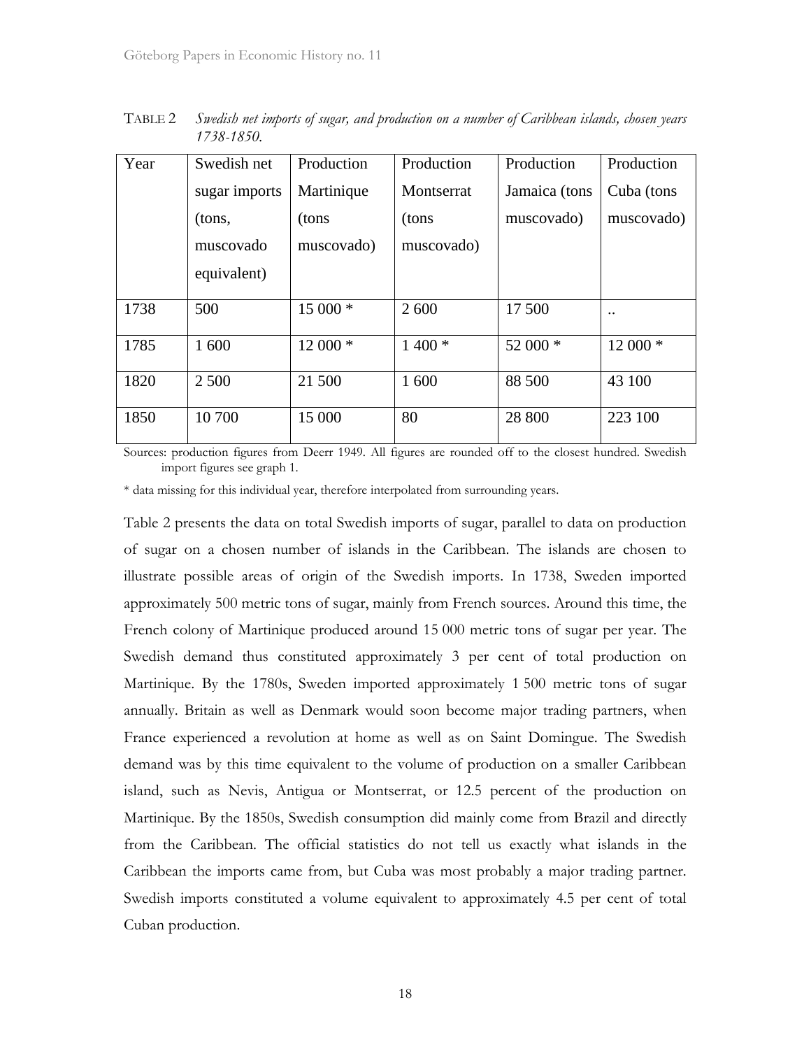TABLE 2 *Swedish net imports of sugar, and production on a number of Caribbean islands, chosen years 1738-1850.*

| Year | Swedish net sugar imports (tons, muscovado equivalent) | Production Martinique (tons muscovado) | Production Montserrat (tons muscovado) | Production Jamaica (tons muscovado) | Production Cuba (tons muscovado) |
|---|---|---|---|---|---|
| 1738 | 500 | 15 000 * | 2 600 | 17 500 | .. |
| 1785 | 1 600 | 12 000 * | 1 400 * | 52 000 * | 12 000 * |
| 1820 | 2 500 | 21 500 | 1 600 | 88 500 | 43 100 |
| 1850 | 10 700 | 15 000 | 80 | 28 800 | 223 100 |

Sources: production figures from Deerr 1949. All figures are rounded off to the closest hundred. Swedish import figures see graph 1.

* data missing for this individual year, therefore interpolated from surrounding years.

Table 2 presents the data on total Swedish imports of sugar, parallel to data on production of sugar on a chosen number of islands in the Caribbean. The islands are chosen to illustrate possible areas of origin of the Swedish imports. In 1738, Sweden imported approximately 500 metric tons of sugar, mainly from French sources. Around this time, the French colony of Martinique produced around 15 000 metric tons of sugar per year. The Swedish demand thus constituted approximately 3 per cent of total production on Martinique. By the 1780s, Sweden imported approximately 1 500 metric tons of sugar annually. Britain as well as Denmark would soon become major trading partners, when France experienced a revolution at home as well as on Saint Domingue. The Swedish demand was by this time equivalent to the volume of production on a smaller Caribbean island, such as Nevis, Antigua or Montserrat, or 12.5 percent of the production on Martinique. By the 1850s, Swedish consumption did mainly come from Brazil and directly from the Caribbean. The official statistics do not tell us exactly what islands in the Caribbean the imports came from, but Cuba was most probably a major trading partner. Swedish imports constituted a volume equivalent to approximately 4.5 per cent of total Cuban production.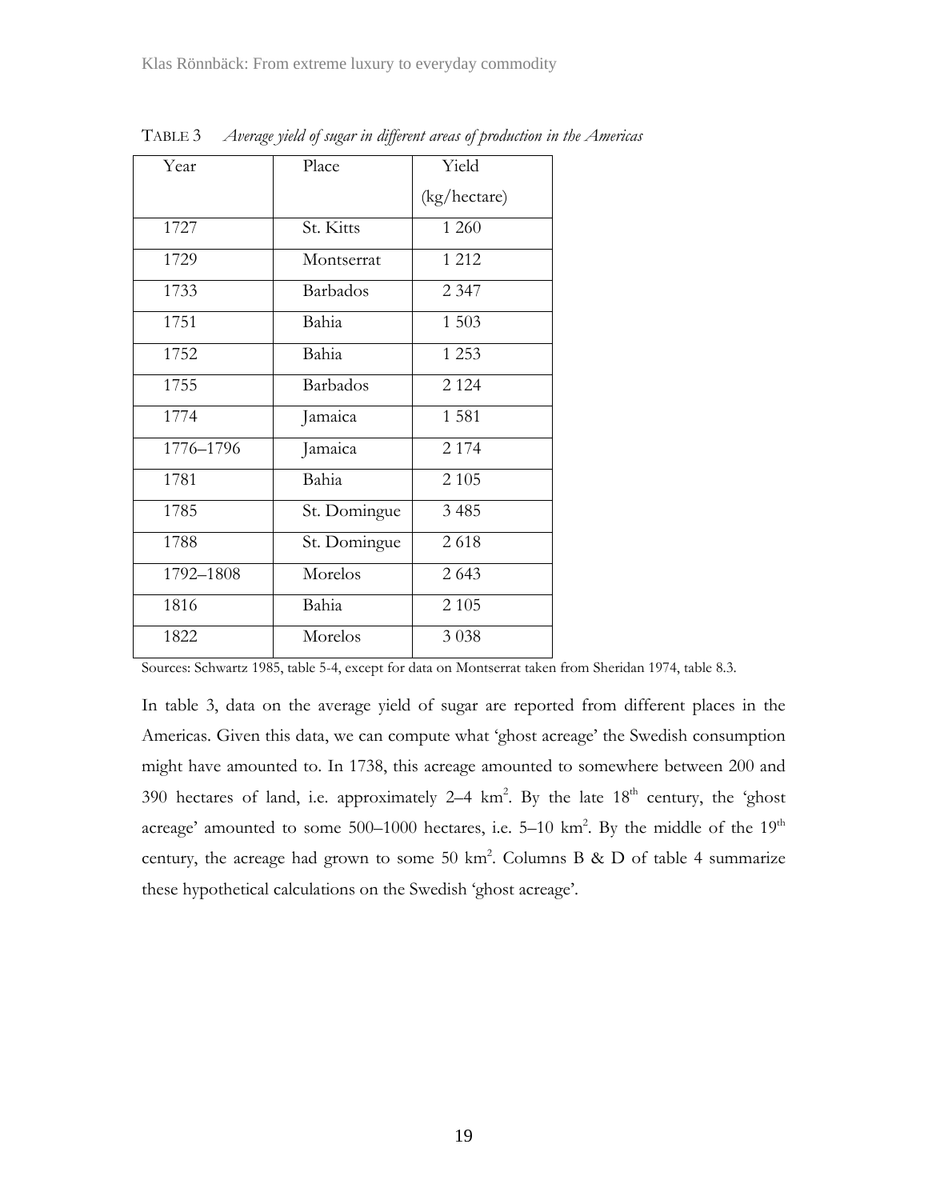TABLE 3 *Average yield of sugar in different areas of production in the Americas*

| Year | Place | Yield (kg/hectare) |
|---|---|---|
| 1727 | St. Kitts | 1 260 |
| 1729 | Montserrat | 1 212 |
| 1733 | Barbados | 2 347 |
| 1751 | Bahia | 1 503 |
| 1752 | Bahia | 1 253 |
| 1755 | Barbados | 2 124 |
| 1774 | Jamaica | 1 581 |
| 1776–1796 | Jamaica | 2 174 |
| 1781 | Bahia | 2 105 |
| 1785 | St. Domingue | 3 485 |
| 1788 | St. Domingue | 2 618 |
| 1792–1808 | Morelos | 2 643 |
| 1816 | Bahia | 2 105 |
| 1822 | Morelos | 3 038 |

Sources: Schwartz 1985, table 5-4, except for data on Montserrat taken from Sheridan 1974, table 8.3.

In table 3, data on the average yield of sugar are reported from different places in the Americas. Given this data, we can compute what 'ghost acreage' the Swedish consumption might have amounted to. In 1738, this acreage amounted to somewhere between 200 and 390 hectares of land, i.e. approximately 2–4 km$^2$. By the late 18$^{th}$ century, the 'ghost acreage' amounted to some 500–1000 hectares, i.e. 5–10 km$^2$. By the middle of the 19$^{th}$ century, the acreage had grown to some 50 km$^2$. Columns B & D of table 4 summarize these hypothetical calculations on the Swedish 'ghost acreage'.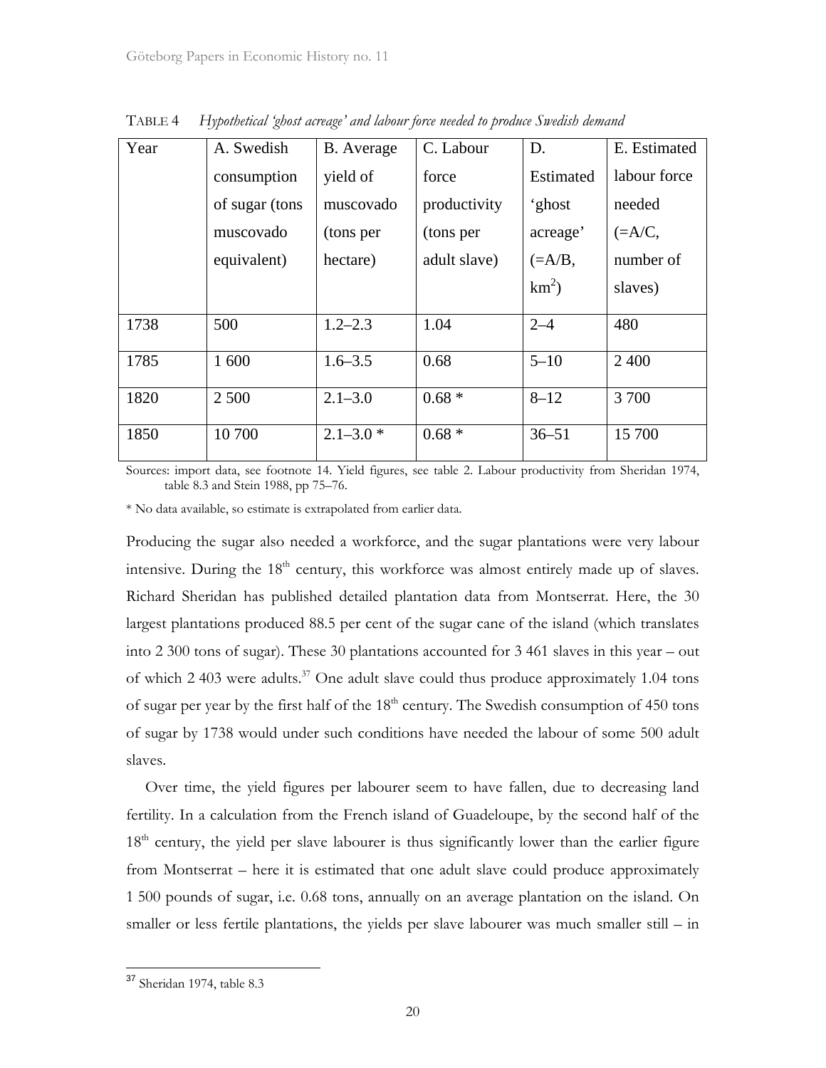TABLE 4 *Hypothetical 'ghost acreage' and labour force needed to produce Swedish demand*

| Year | A. Swedish consumption of sugar (tons muscovado equivalent) | B. Average yield of muscovado (tons per hectare) | C. Labour force productivity (tons per adult slave) | D. Estimated 'ghost acreage' (=A/B, km$^2$) | E. Estimated labour force needed (=A/C, number of slaves) |
|---|---|---|---|---|---|
| 1738 | 500 | 1.2–2.3 | 1.04 | 2–4 | 480 |
| 1785 | 1 600 | 1.6–3.5 | 0.68 | 5–10 | 2 400 |
| 1820 | 2 500 | 2.1–3.0 | 0.68 * | 8–12 | 3 700 |
| 1850 | 10 700 | 2.1–3.0 * | 0.68 * | 36–51 | 15 700 |

Sources: import data, see footnote 14. Yield figures, see table 2. Labour productivity from Sheridan 1974, table 8.3 and Stein 1988, pp 75–76.

* No data available, so estimate is extrapolated from earlier data.

Producing the sugar also needed a workforce, and the sugar plantations were very labour intensive. During the 18th century, this workforce was almost entirely made up of slaves. Richard Sheridan has published detailed plantation data from Montserrat. Here, the 30 largest plantations produced 88.5 per cent of the sugar cane of the island (which translates into 2 300 tons of sugar). These 30 plantations accounted for 3 461 slaves in this year – out of which 2 403 were adults.[37] One adult slave could thus produce approximately 1.04 tons of sugar per year by the first half of the 18th century. The Swedish consumption of 450 tons of sugar by 1738 would under such conditions have needed the labour of some 500 adult slaves.

Over time, the yield figures per labourer seem to have fallen, due to decreasing land fertility. In a calculation from the French island of Guadeloupe, by the second half of the 18th century, the yield per slave labourer is thus significantly lower than the earlier figure from Montserrat – here it is estimated that one adult slave could produce approximately 1 500 pounds of sugar, i.e. 0.68 tons, annually on an average plantation on the island. On smaller or less fertile plantations, the yields per slave labourer was much smaller still – in

[37] Sheridan 1974, table 8.3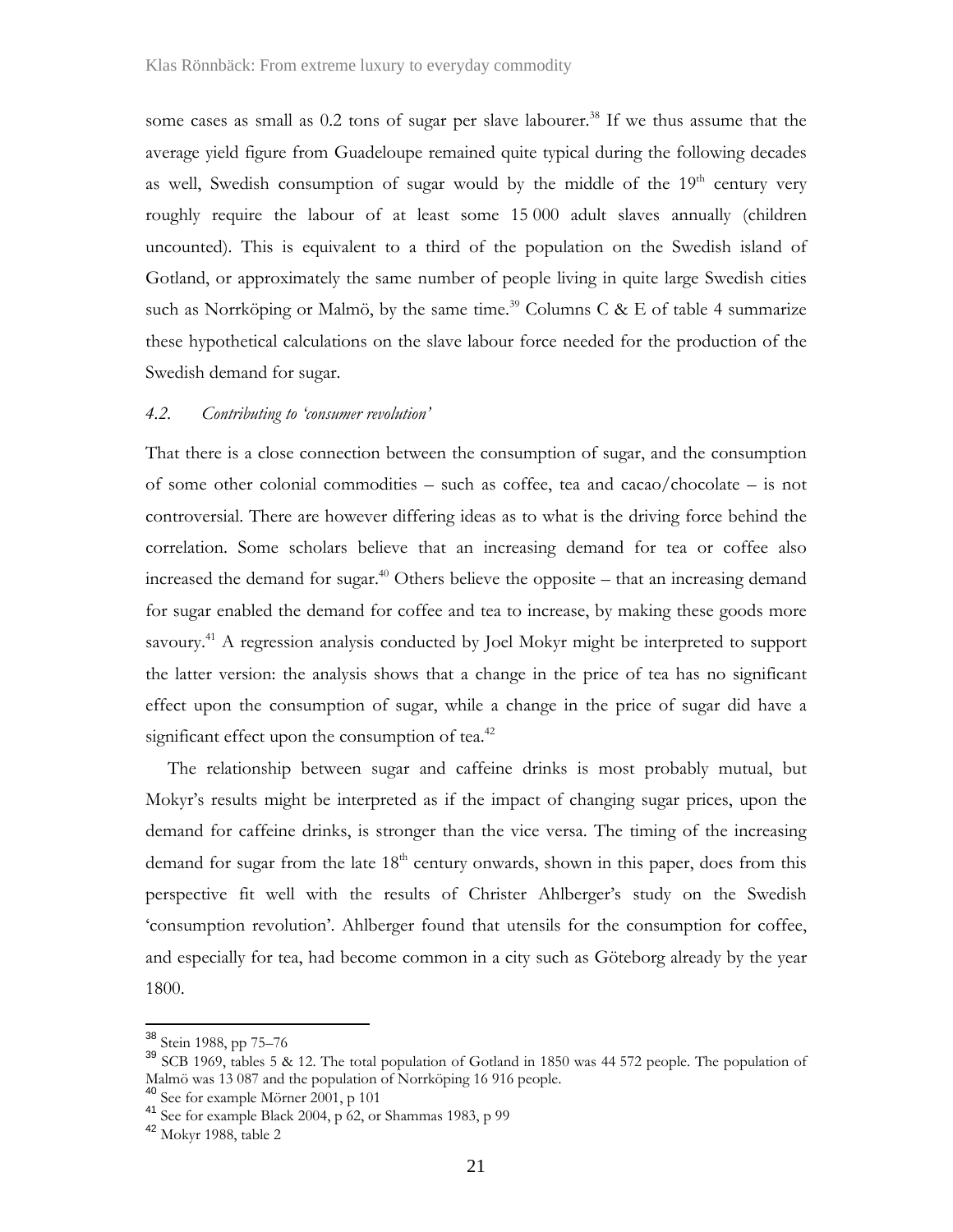some cases as small as 0.2 tons of sugar per slave labourer.[38] If we thus assume that the average yield figure from Guadeloupe remained quite typical during the following decades as well, Swedish consumption of sugar would by the middle of the 19th century very roughly require the labour of at least some 15 000 adult slaves annually (children uncounted). This is equivalent to a third of the population on the Swedish island of Gotland, or approximately the same number of people living in quite large Swedish cities such as Norrköping or Malmö, by the same time.[39] Columns C & E of table 4 summarize these hypothetical calculations on the slave labour force needed for the production of the Swedish demand for sugar.

### 4.2. *Contributing to 'consumer revolution'*

That there is a close connection between the consumption of sugar, and the consumption of some other colonial commodities – such as coffee, tea and cacao/chocolate – is not controversial. There are however differing ideas as to what is the driving force behind the correlation. Some scholars believe that an increasing demand for tea or coffee also increased the demand for sugar.[40] Others believe the opposite – that an increasing demand for sugar enabled the demand for coffee and tea to increase, by making these goods more savoury.[41] A regression analysis conducted by Joel Mokyr might be interpreted to support the latter version: the analysis shows that a change in the price of tea has no significant effect upon the consumption of sugar, while a change in the price of sugar did have a significant effect upon the consumption of tea.[42]

The relationship between sugar and caffeine drinks is most probably mutual, but Mokyr's results might be interpreted as if the impact of changing sugar prices, upon the demand for caffeine drinks, is stronger than the vice versa. The timing of the increasing demand for sugar from the late 18th century onwards, shown in this paper, does from this perspective fit well with the results of Christer Ahlberger's study on the Swedish 'consumption revolution'. Ahlberger found that utensils for the consumption for coffee, and especially for tea, had become common in a city such as Göteborg already by the year 1800.

---

[38] Stein 1988, pp 75–76

[39] SCB 1969, tables 5 & 12. The total population of Gotland in 1850 was 44 572 people. The population of Malmö was 13 087 and the population of Norrköping 16 916 people.

[40] See for example Mörner 2001, p 101

[41] See for example Black 2004, p 62, or Shammas 1983, p 99

[42] Mokyr 1988, table 2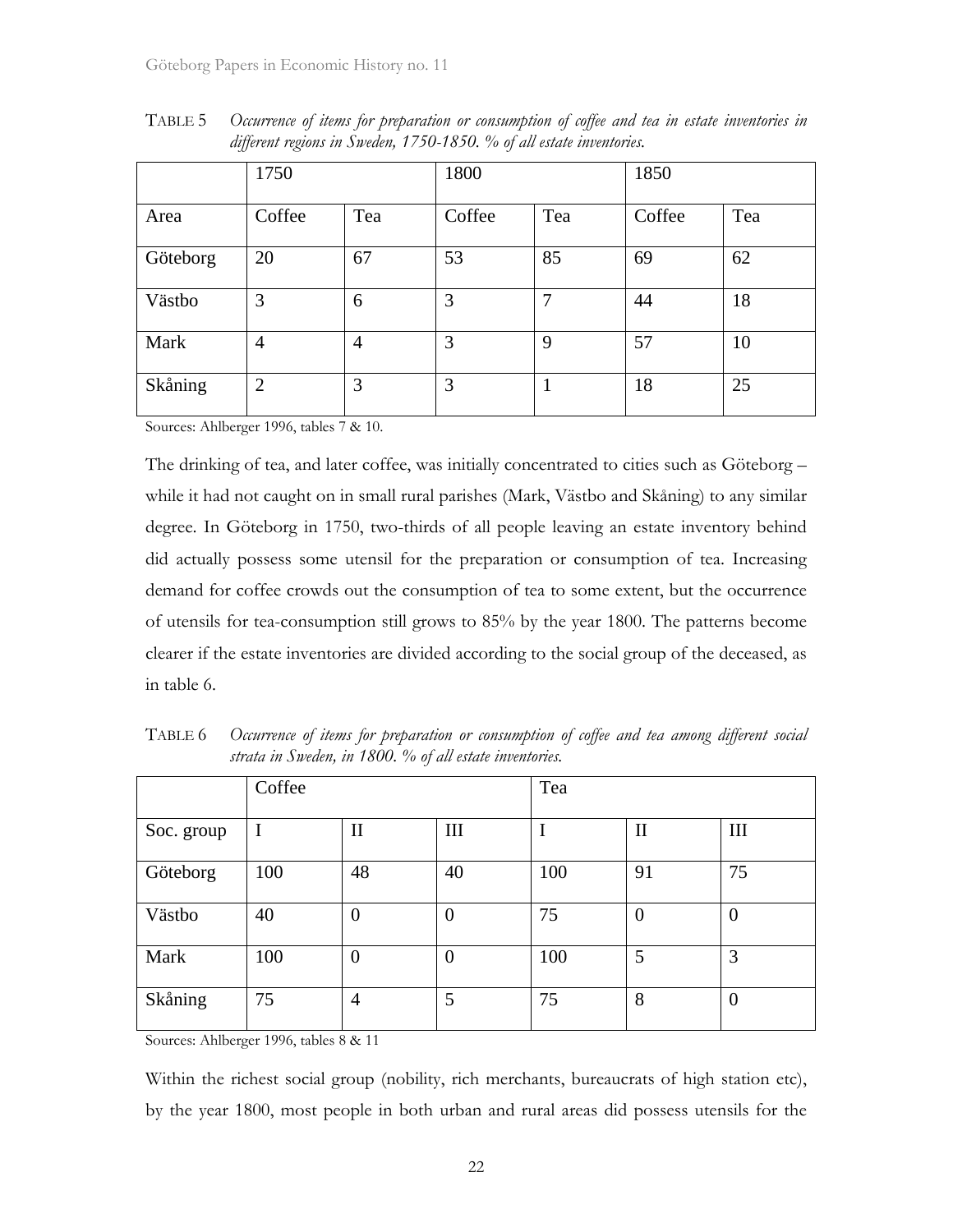TABLE 5 *Occurrence of items for preparation or consumption of coffee and tea in estate inventories in different regions in Sweden, 1750-1850. % of all estate inventories.*

| | 1750 | | 1800 | | 1850 | |
|---|---|---|---|---|---|---|
| Area | Coffee | Tea | Coffee | Tea | Coffee | Tea |
| Göteborg | 20 | 67 | 53 | 85 | 69 | 62 |
| Västbo | 3 | 6 | 3 | 7 | 44 | 18 |
| Mark | 4 | 4 | 3 | 9 | 57 | 10 |
| Skåning | 2 | 3 | 3 | 1 | 18 | 25 |

Sources: Ahlberger 1996, tables 7 & 10.

The drinking of tea, and later coffee, was initially concentrated to cities such as Göteborg – while it had not caught on in small rural parishes (Mark, Västbo and Skåning) to any similar degree. In Göteborg in 1750, two-thirds of all people leaving an estate inventory behind did actually possess some utensil for the preparation or consumption of tea. Increasing demand for coffee crowds out the consumption of tea to some extent, but the occurrence of utensils for tea-consumption still grows to 85% by the year 1800. The patterns become clearer if the estate inventories are divided according to the social group of the deceased, as in table 6.

TABLE 6 *Occurrence of items for preparation or consumption of coffee and tea among different social strata in Sweden, in 1800. % of all estate inventories.*

| | Coffee | | | Tea | | |
|---|---|---|---|---|---|---|
| Soc. group | I | II | III | I | II | III |
| Göteborg | 100 | 48 | 40 | 100 | 91 | 75 |
| Västbo | 40 | 0 | 0 | 75 | 0 | 0 |
| Mark | 100 | 0 | 0 | 100 | 5 | 3 |
| Skåning | 75 | 4 | 5 | 75 | 8 | 0 |

Sources: Ahlberger 1996, tables 8 & 11

Within the richest social group (nobility, rich merchants, bureaucrats of high station etc), by the year 1800, most people in both urban and rural areas did possess utensils for the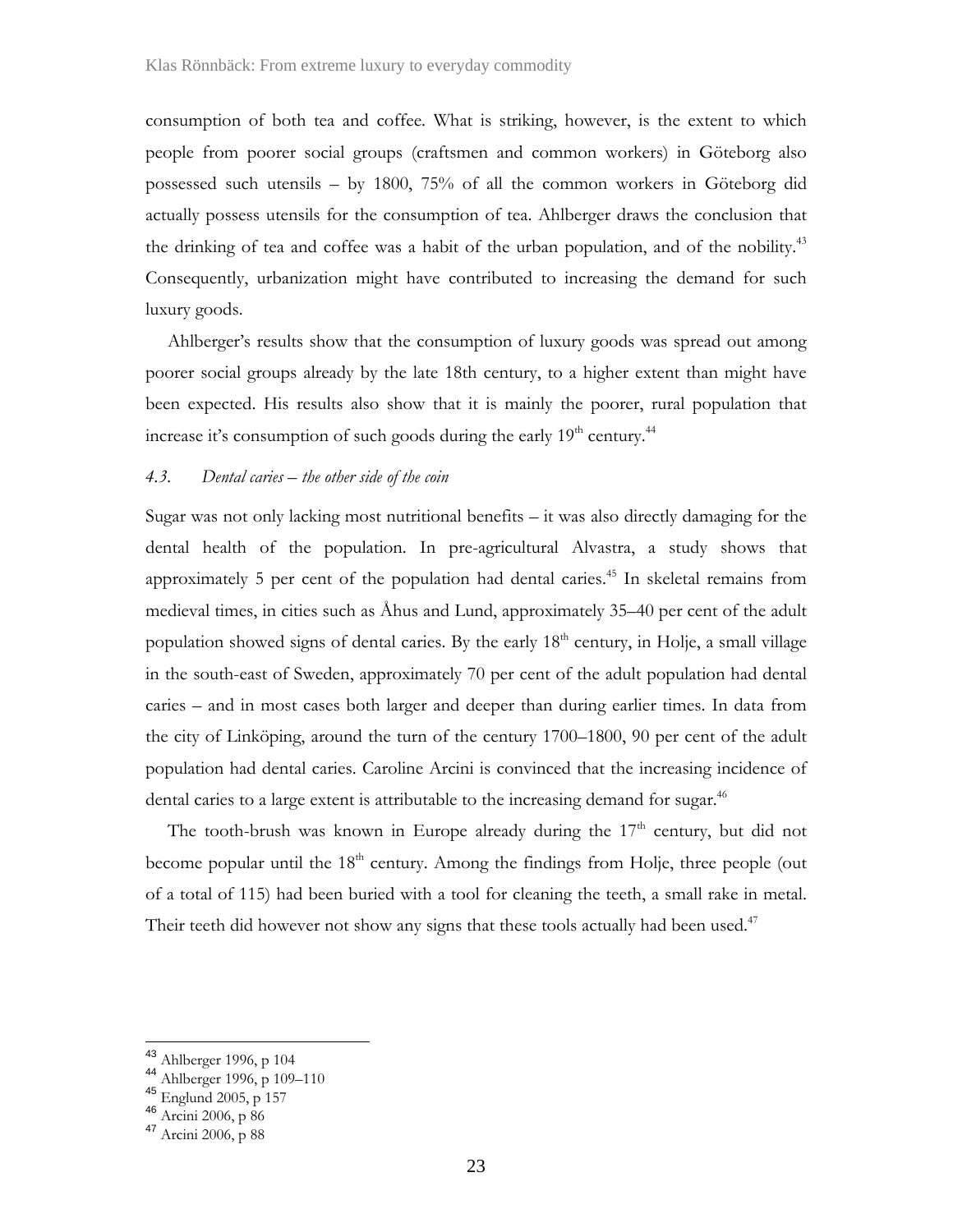consumption of both tea and coffee. What is striking, however, is the extent to which people from poorer social groups (craftsmen and common workers) in Göteborg also possessed such utensils – by 1800, 75% of all the common workers in Göteborg did actually possess utensils for the consumption of tea. Ahlberger draws the conclusion that the drinking of tea and coffee was a habit of the urban population, and of the nobility.[43] Consequently, urbanization might have contributed to increasing the demand for such luxury goods.

Ahlberger's results show that the consumption of luxury goods was spread out among poorer social groups already by the late 18th century, to a higher extent than might have been expected. His results also show that it is mainly the poorer, rural population that increase it's consumption of such goods during the early 19th century.[44]

### *4.3. Dental caries – the other side of the coin*

Sugar was not only lacking most nutritional benefits – it was also directly damaging for the dental health of the population. In pre-agricultural Alvastra, a study shows that approximately 5 per cent of the population had dental caries.[45] In skeletal remains from medieval times, in cities such as Åhus and Lund, approximately 35–40 per cent of the adult population showed signs of dental caries. By the early 18th century, in Holje, a small village in the south-east of Sweden, approximately 70 per cent of the adult population had dental caries – and in most cases both larger and deeper than during earlier times. In data from the city of Linköping, around the turn of the century 1700–1800, 90 per cent of the adult population had dental caries. Caroline Arcini is convinced that the increasing incidence of dental caries to a large extent is attributable to the increasing demand for sugar.[46]

The tooth-brush was known in Europe already during the 17th century, but did not become popular until the 18th century. Among the findings from Holje, three people (out of a total of 115) had been buried with a tool for cleaning the teeth, a small rake in metal. Their teeth did however not show any signs that these tools actually had been used.[47]

---

[43] Ahlberger 1996, p 104

[44] Ahlberger 1996, p 109–110

[45] Englund 2005, p 157

[46] Arcini 2006, p 86

[47] Arcini 2006, p 88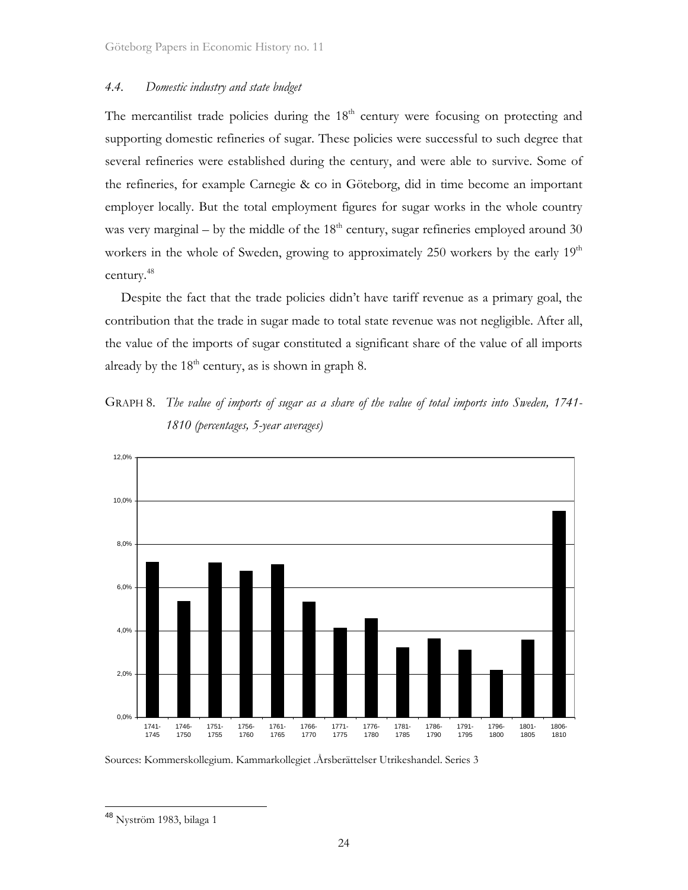### 4.4. *Domestic industry and state budget*

The mercantilist trade policies during the 18th century were focusing on protecting and supporting domestic refineries of sugar. These policies were successful to such degree that several refineries were established during the century, and were able to survive. Some of the refineries, for example Carnegie & co in Göteborg, did in time become an important employer locally. But the total employment figures for sugar works in the whole country was very marginal – by the middle of the 18th century, sugar refineries employed around 30 workers in the whole of Sweden, growing to approximately 250 workers by the early 19th century.[48]

Despite the fact that the trade policies didn't have tariff revenue as a primary goal, the contribution that the trade in sugar made to total state revenue was not negligible. After all, the value of the imports of sugar constituted a significant share of the value of all imports already by the 18th century, as is shown in graph 8.

GRAPH 8. *The value of imports of sugar as a share of the value of total imports into Sweden, 1741-1810 (percentages, 5-year averages)*

12,0%
10,0%
8,0%
6,0%
4,0%
2,0%
0,0%

1741-1745
1746-1750
1751-1755
1756-1760
1761-1765
1766-1770
1771-1775
1776-1780
1781-1785
1786-1790
1791-1795
1796-1800
1801-1805
1806-1810

Sources: Kommerskollegium. Kammarkollegiet .Årsberättelser Utrikeshandel. Series 3

---

[48] Nyström 1983, bilaga 1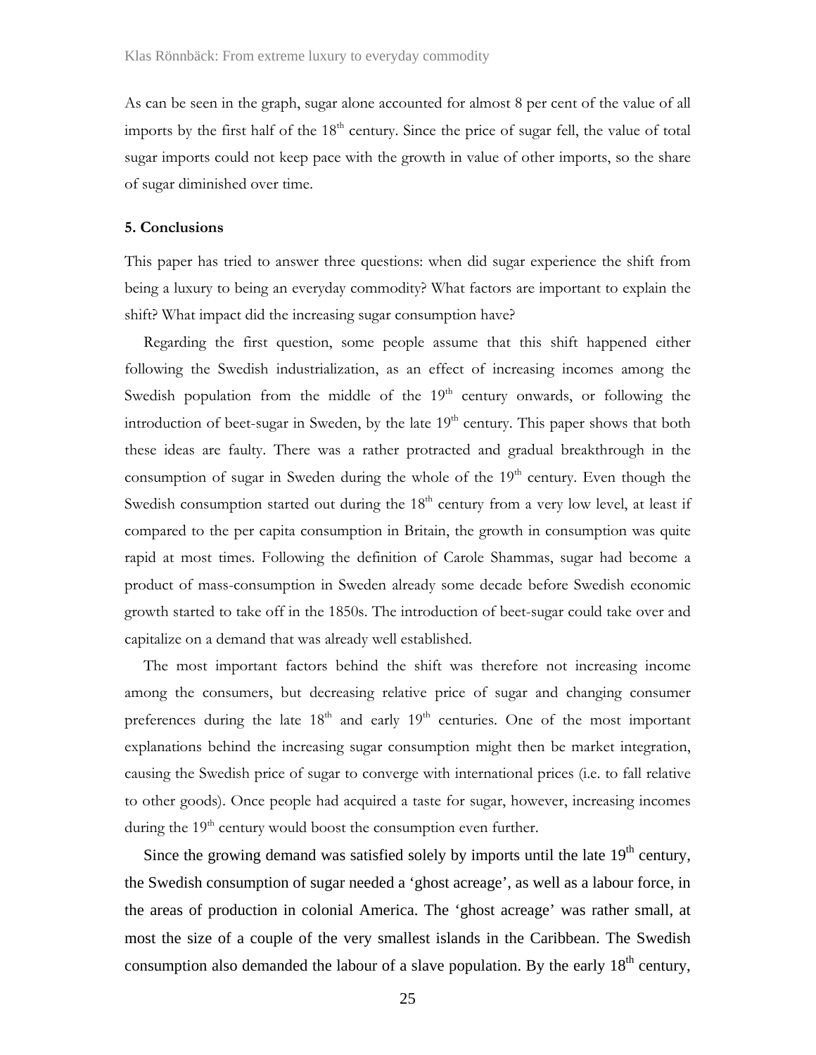As can be seen in the graph, sugar alone accounted for almost 8 per cent of the value of all imports by the first half of the 18th century. Since the price of sugar fell, the value of total sugar imports could not keep pace with the growth in value of other imports, so the share of sugar diminished over time.

### 5. Conclusions

This paper has tried to answer three questions: when did sugar experience the shift from being a luxury to being an everyday commodity? What factors are important to explain the shift? What impact did the increasing sugar consumption have?

Regarding the first question, some people assume that this shift happened either following the Swedish industrialization, as an effect of increasing incomes among the Swedish population from the middle of the 19th century onwards, or following the introduction of beet-sugar in Sweden, by the late 19th century. This paper shows that both these ideas are faulty. There was a rather protracted and gradual breakthrough in the consumption of sugar in Sweden during the whole of the 19th century. Even though the Swedish consumption started out during the 18th century from a very low level, at least if compared to the per capita consumption in Britain, the growth in consumption was quite rapid at most times. Following the definition of Carole Shammas, sugar had become a product of mass-consumption in Sweden already some decade before Swedish economic growth started to take off in the 1850s. The introduction of beet-sugar could take over and capitalize on a demand that was already well established.

The most important factors behind the shift was therefore not increasing income among the consumers, but decreasing relative price of sugar and changing consumer preferences during the late 18th and early 19th centuries. One of the most important explanations behind the increasing sugar consumption might then be market integration, causing the Swedish price of sugar to converge with international prices (i.e. to fall relative to other goods). Once people had acquired a taste for sugar, however, increasing incomes during the 19th century would boost the consumption even further.

Since the growing demand was satisfied solely by imports until the late 19th century, the Swedish consumption of sugar needed a 'ghost acreage', as well as a labour force, in the areas of production in colonial America. The 'ghost acreage' was rather small, at most the size of a couple of the very smallest islands in the Caribbean. The Swedish consumption also demanded the labour of a slave population. By the early 18th century,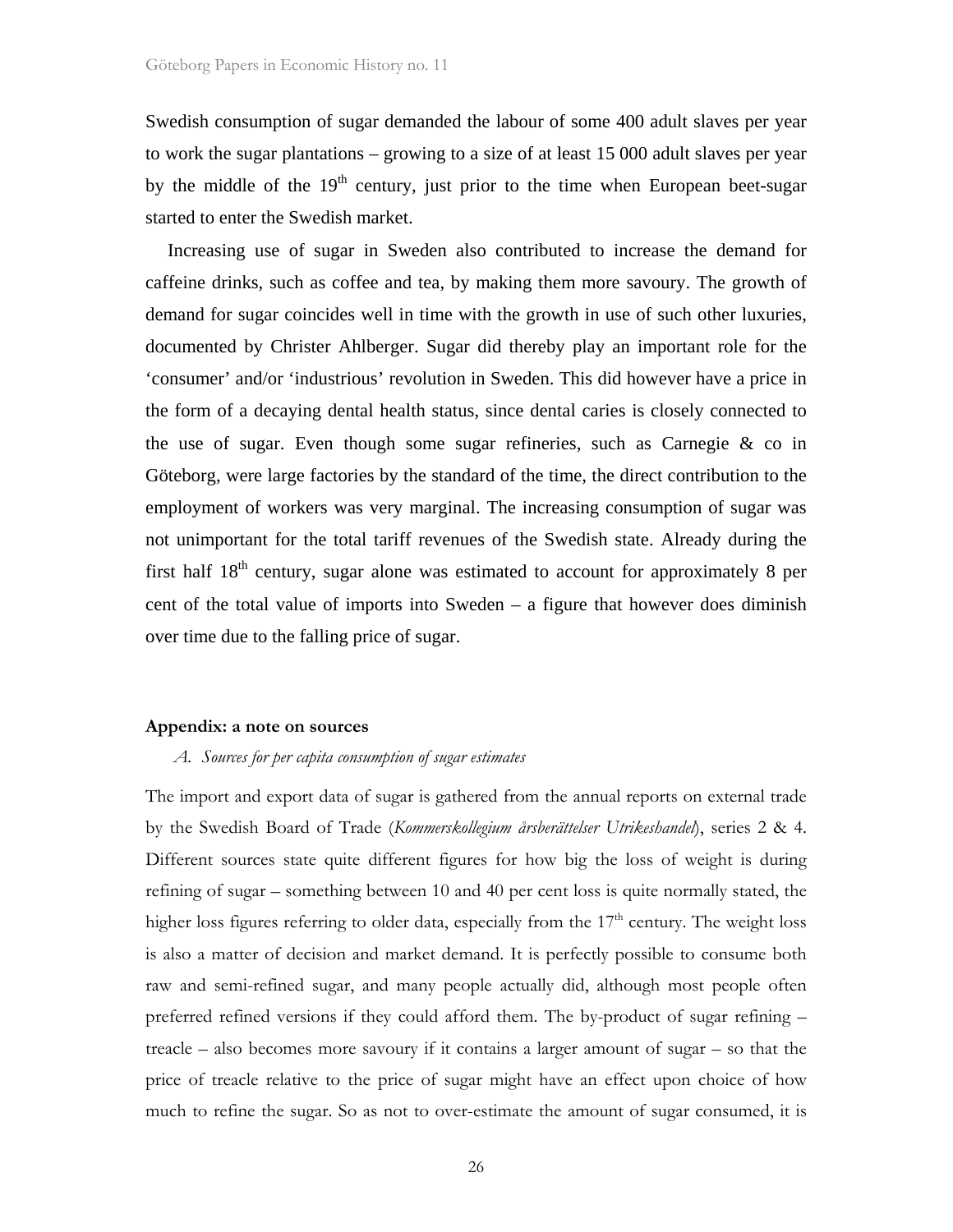Swedish consumption of sugar demanded the labour of some 400 adult slaves per year to work the sugar plantations – growing to a size of at least 15 000 adult slaves per year by the middle of the 19th century, just prior to the time when European beet-sugar started to enter the Swedish market.

Increasing use of sugar in Sweden also contributed to increase the demand for caffeine drinks, such as coffee and tea, by making them more savoury. The growth of demand for sugar coincides well in time with the growth in use of such other luxuries, documented by Christer Ahlberger. Sugar did thereby play an important role for the 'consumer' and/or 'industrious' revolution in Sweden. This did however have a price in the form of a decaying dental health status, since dental caries is closely connected to the use of sugar. Even though some sugar refineries, such as Carnegie & co in Göteborg, were large factories by the standard of the time, the direct contribution to the employment of workers was very marginal. The increasing consumption of sugar was not unimportant for the total tariff revenues of the Swedish state. Already during the first half 18th century, sugar alone was estimated to account for approximately 8 per cent of the total value of imports into Sweden – a figure that however does diminish over time due to the falling price of sugar.

## Appendix: a note on sources

### *A. Sources for per capita consumption of sugar estimates*

The import and export data of sugar is gathered from the annual reports on external trade by the Swedish Board of Trade (*Kommerskollegium årsberättelser Utrikeshandel*), series 2 & 4. Different sources state quite different figures for how big the loss of weight is during refining of sugar – something between 10 and 40 per cent loss is quite normally stated, the higher loss figures referring to older data, especially from the 17th century. The weight loss is also a matter of decision and market demand. It is perfectly possible to consume both raw and semi-refined sugar, and many people actually did, although most people often preferred refined versions if they could afford them. The by-product of sugar refining – treacle – also becomes more savoury if it contains a larger amount of sugar – so that the price of treacle relative to the price of sugar might have an effect upon choice of how much to refine the sugar. So as not to over-estimate the amount of sugar consumed, it is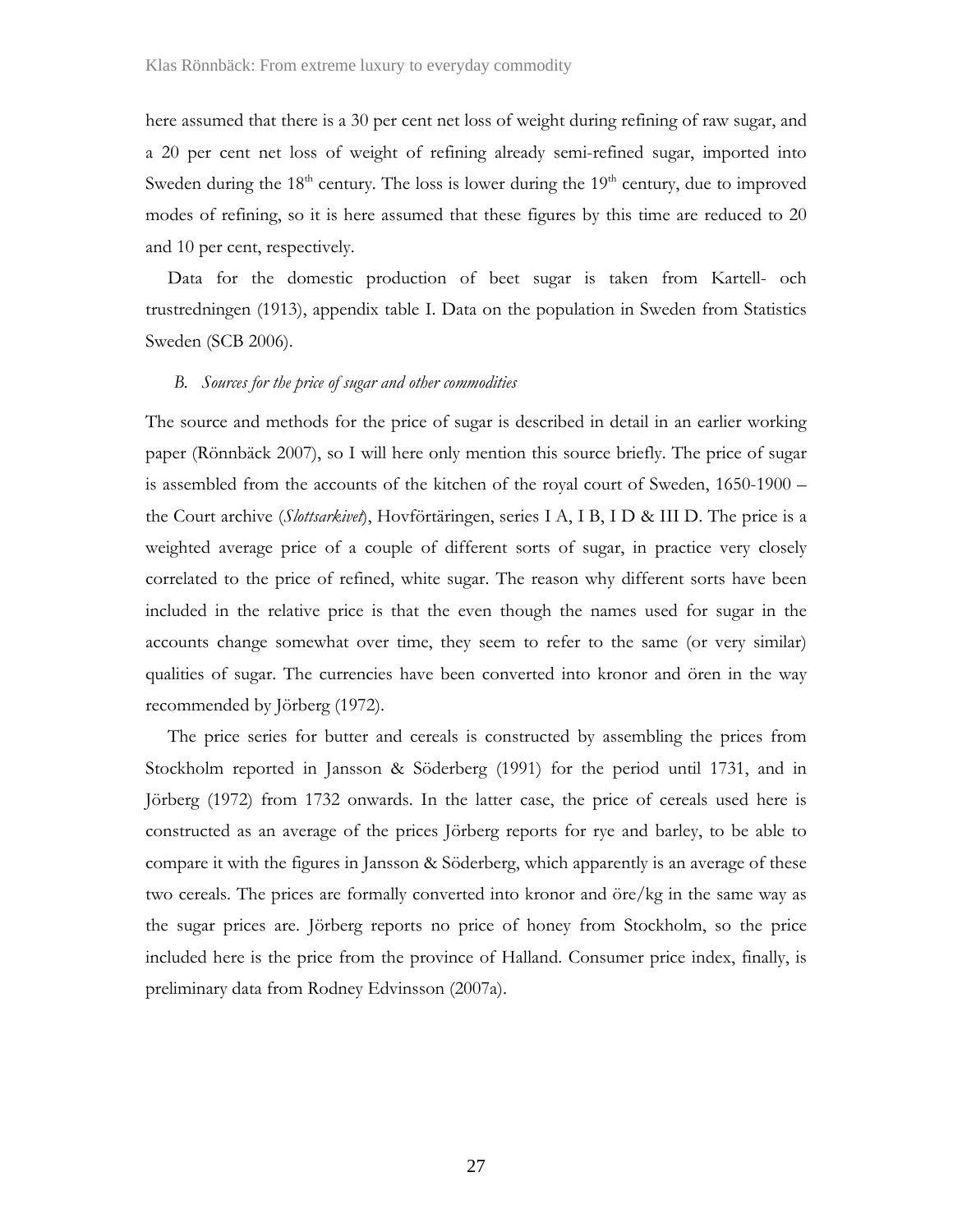here assumed that there is a 30 per cent net loss of weight during refining of raw sugar, and a 20 per cent net loss of weight of refining already semi-refined sugar, imported into Sweden during the 18th century. The loss is lower during the 19th century, due to improved modes of refining, so it is here assumed that these figures by this time are reduced to 20 and 10 per cent, respectively.

Data for the domestic production of beet sugar is taken from Kartell- och trustredningen (1913), appendix table I. Data on the population in Sweden from Statistics Sweden (SCB 2006).

### *B. Sources for the price of sugar and other commodities*

The source and methods for the price of sugar is described in detail in an earlier working paper (Rönnbäck 2007), so I will here only mention this source briefly. The price of sugar is assembled from the accounts of the kitchen of the royal court of Sweden, 1650-1900 – the Court archive (*Slottsarkivet*), Hovförtäringen, series I A, I B, I D & III D. The price is a weighted average price of a couple of different sorts of sugar, in practice very closely correlated to the price of refined, white sugar. The reason why different sorts have been included in the relative price is that the even though the names used for sugar in the accounts change somewhat over time, they seem to refer to the same (or very similar) qualities of sugar. The currencies have been converted into kronor and ören in the way recommended by Jörberg (1972).

The price series for butter and cereals is constructed by assembling the prices from Stockholm reported in Jansson & Söderberg (1991) for the period until 1731, and in Jörberg (1972) from 1732 onwards. In the latter case, the price of cereals used here is constructed as an average of the prices Jörberg reports for rye and barley, to be able to compare it with the figures in Jansson & Söderberg, which apparently is an average of these two cereals. The prices are formally converted into kronor and öre/kg in the same way as the sugar prices are. Jörberg reports no price of honey from Stockholm, so the price included here is the price from the province of Halland. Consumer price index, finally, is preliminary data from Rodney Edvinsson (2007a).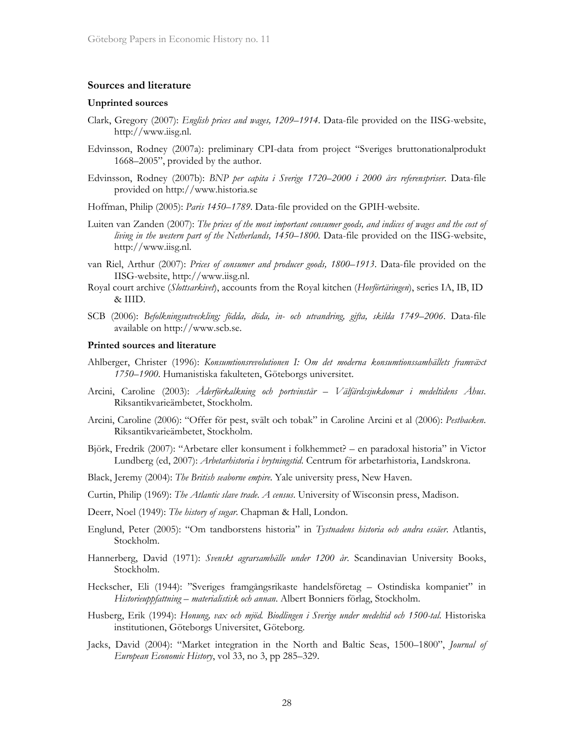## Sources and literature

### Unprinted sources

Clark, Gregory (2007): *English prices and wages, 1209–1914*. Data-file provided on the IISG-website, http://www.iisg.nl.

Edvinsson, Rodney (2007a): preliminary CPI-data from project "Sveriges bruttonationalprodukt 1668–2005", provided by the author.

Edvinsson, Rodney (2007b): *BNP per capita i Sverige 1720–2000 i 2000 års referenspriser*. Data-file provided on http://www.historia.se

Hoffman, Philip (2005): *Paris 1450–1789*. Data-file provided on the GPIH-website.

Luiten van Zanden (2007): *The prices of the most important consumer goods, and indices of wages and the cost of living in the western part of the Netherlands, 1450–1800*. Data-file provided on the IISG-website, http://www.iisg.nl.

van Riel, Arthur (2007): *Prices of consumer and producer goods, 1800–1913*. Data-file provided on the IISG-website, http://www.iisg.nl.

Royal court archive (*Slottsarkivet*), accounts from the Royal kitchen (*Hovförtäringen*), series IA, IB, ID & IIID.

SCB (2006): *Befolkningsutveckling; födda, döda, in- och utvandring, gifta, skilda 1749–2006*. Data-file available on http://www.scb.se.

### Printed sources and literature

Ahlberger, Christer (1996): *Konsumtionsrevolutionen I: Om det moderna konsumtionssamhällets framväxt 1750–1900*. Humanistiska fakulteten, Göteborgs universitet.

Arcini, Caroline (2003): *Åderförkalkning och portvinstår – Välfärdssjukdomar i medeltidens Åhus*. Riksantikvarieämbetet, Stockholm.

Arcini, Caroline (2006): "Offer för pest, svält och tobak" in Caroline Arcini et al (2006): *Pestbacken*. Riksantikvarieämbetet, Stockholm.

Björk, Fredrik (2007): "Arbetare eller konsument i folkhemmet? – en paradoxal historia" in Victor Lundberg (ed, 2007): *Arbetarhistoria i brytningstid*. Centrum för arbetarhistoria, Landskrona.

Black, Jeremy (2004): *The British seaborne empire*. Yale university press, New Haven.

Curtin, Philip (1969): *The Atlantic slave trade. A census*. University of Wisconsin press, Madison.

Deerr, Noel (1949): *The history of sugar*. Chapman & Hall, London.

Englund, Peter (2005): "Om tandborstens historia" in *Tystnadens historia och andra essäer*. Atlantis, Stockholm.

Hannerberg, David (1971): *Svenskt agrarsamhälle under 1200 år*. Scandinavian University Books, Stockholm.

Heckscher, Eli (1944): "Sveriges framgångsrikaste handelsföretag – Ostindiska kompaniet" in *Historieuppfattning – materialistisk och annan*. Albert Bonniers förlag, Stockholm.

Husberg, Erik (1994): *Honung, vax och mjöd. Biodlingen i Sverige under medeltid och 1500-tal*. Historiska institutionen, Göteborgs Universitet, Göteborg.

Jacks, David (2004): "Market integration in the North and Baltic Seas, 1500–1800", *Journal of European Economic History*, vol 33, no 3, pp 285–329.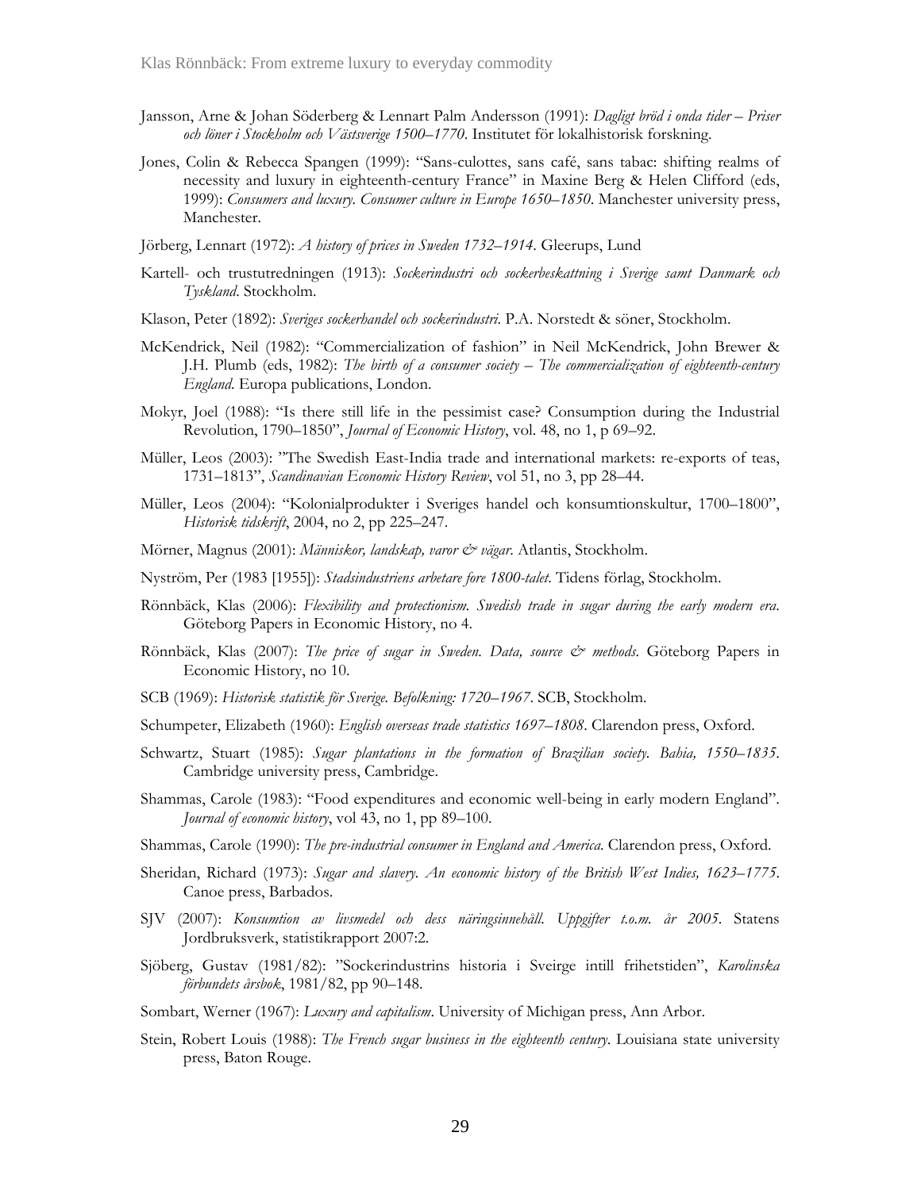Jansson, Arne & Johan Söderberg & Lennart Palm Andersson (1991): *Dagligt bröd i onda tider – Priser och löner i Stockholm och Västsverige 1500–1770*. Institutet för lokalhistorisk forskning.

Jones, Colin & Rebecca Spangen (1999): "Sans-culottes, sans café, sans tabac: shifting realms of necessity and luxury in eighteenth-century France" in Maxine Berg & Helen Clifford (eds, 1999): *Consumers and luxury. Consumer culture in Europe 1650–1850*. Manchester university press, Manchester.

Jörberg, Lennart (1972): *A history of prices in Sweden 1732–1914*. Gleerups, Lund

Kartell- och trustutredningen (1913): *Sockerindustri och sockerbeskattning i Sverige samt Danmark och Tyskland*. Stockholm.

Klason, Peter (1892): *Sveriges sockerhandel och sockerindustri*. P.A. Norstedt & söner, Stockholm.

McKendrick, Neil (1982): "Commercialization of fashion" in Neil McKendrick, John Brewer & J.H. Plumb (eds, 1982): *The birth of a consumer society – The commercialization of eighteenth-century England*. Europa publications, London.

Mokyr, Joel (1988): "Is there still life in the pessimist case? Consumption during the Industrial Revolution, 1790–1850", *Journal of Economic History*, vol. 48, no 1, p 69–92.

Müller, Leos (2003): "The Swedish East-India trade and international markets: re-exports of teas, 1731–1813", *Scandinavian Economic History Review*, vol 51, no 3, pp 28–44.

Müller, Leos (2004): "Kolonialprodukter i Sveriges handel och konsumtionskultur, 1700–1800", *Historisk tidskrift*, 2004, no 2, pp 225–247.

Mörner, Magnus (2001): *Människor, landskap, varor & vägar*. Atlantis, Stockholm.

Nyström, Per (1983 [1955]): *Stadsindustriens arbetare fore 1800-talet*. Tidens förlag, Stockholm.

Rönnbäck, Klas (2006): *Flexibility and protectionism. Swedish trade in sugar during the early modern era*. Göteborg Papers in Economic History, no 4.

Rönnbäck, Klas (2007): *The price of sugar in Sweden. Data, source & methods*. Göteborg Papers in Economic History, no 10.

SCB (1969): *Historisk statistik för Sverige. Befolkning: 1720–1967*. SCB, Stockholm.

Schumpeter, Elizabeth (1960): *English overseas trade statistics 1697–1808*. Clarendon press, Oxford.

Schwartz, Stuart (1985): *Sugar plantations in the formation of Brazilian society. Bahia, 1550–1835*. Cambridge university press, Cambridge.

Shammas, Carole (1983): "Food expenditures and economic well-being in early modern England". *Journal of economic history*, vol 43, no 1, pp 89–100.

Shammas, Carole (1990): *The pre-industrial consumer in England and America*. Clarendon press, Oxford.

Sheridan, Richard (1973): *Sugar and slavery. An economic history of the British West Indies, 1623–1775*. Canoe press, Barbados.

SJV (2007): *Konsumtion av livsmedel och dess näringsinnehåll. Uppgifter t.o.m. år 2005*. Statens Jordbruksverk, statistikrapport 2007:2.

Sjöberg, Gustav (1981/82): "Sockerindustrins historia i Sveirge intill frihetstiden", *Karolinska förbundets årsbok*, 1981/82, pp 90–148.

Sombart, Werner (1967): *Luxury and capitalism*. University of Michigan press, Ann Arbor.

Stein, Robert Louis (1988): *The French sugar business in the eighteenth century*. Louisiana state university press, Baton Rouge.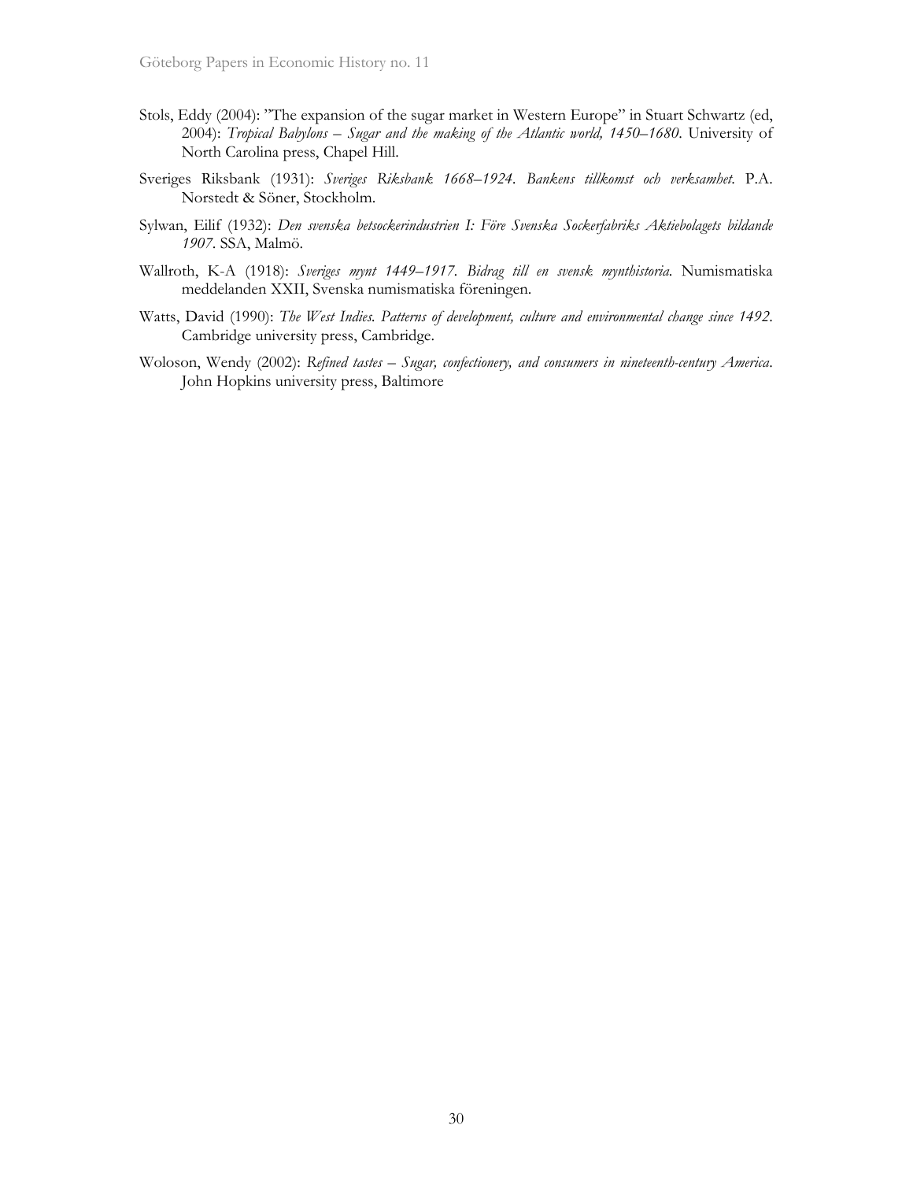Stols, Eddy (2004): ”The expansion of the sugar market in Western Europe” in Stuart Schwartz (ed, 2004): *Tropical Babylons – Sugar and the making of the Atlantic world, 1450–1680*. University of North Carolina press, Chapel Hill.

Sveriges Riksbank (1931): *Sveriges Riksbank 1668–1924. Bankens tillkomst och verksamhet.* P.A. Norstedt & Söner, Stockholm.

Sylwan, Eilif (1932): *Den svenska betsockerindustrien I: Före Svenska Sockerfabriks Aktiebolagets bildande 1907*. SSA, Malmö.

Wallroth, K-A (1918): *Sveriges mynt 1449–1917. Bidrag till en svensk mynthistoria.* Numismatiska meddelanden XXII, Svenska numismatiska föreningen.

Watts, David (1990): *The West Indies. Patterns of development, culture and environmental change since 1492*. Cambridge university press, Cambridge.

Woloson, Wendy (2002): *Refined tastes – Sugar, confectionery, and consumers in nineteenth-century America*. John Hopkins university press, Baltimore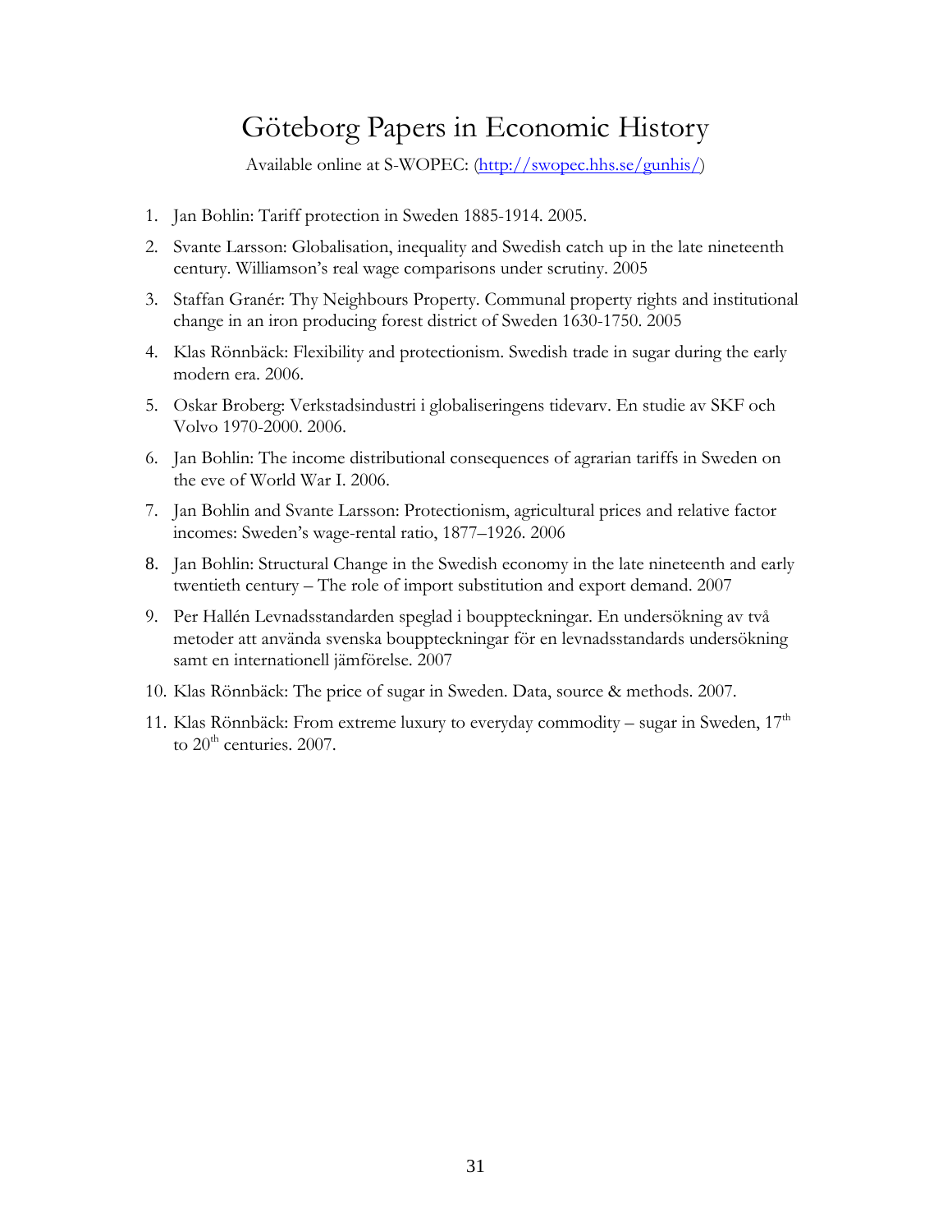# Göteborg Papers in Economic History

Available online at S-WOPEC: (http://swopec.hhs.se/gunhis/)

1. Jan Bohlin: Tariff protection in Sweden 1885-1914. 2005.
2. Svante Larsson: Globalisation, inequality and Swedish catch up in the late nineteenth century. Williamson's real wage comparisons under scrutiny. 2005
3. Staffan Granér: Thy Neighbours Property. Communal property rights and institutional change in an iron producing forest district of Sweden 1630-1750. 2005
4. Klas Rönnbäck: Flexibility and protectionism. Swedish trade in sugar during the early modern era. 2006.
5. Oskar Broberg: Verkstadsindustri i globaliseringens tidevarv. En studie av SKF och Volvo 1970-2000. 2006.
6. Jan Bohlin: The income distributional consequences of agrarian tariffs in Sweden on the eve of World War I. 2006.
7. Jan Bohlin and Svante Larsson: Protectionism, agricultural prices and relative factor incomes: Sweden's wage-rental ratio, 1877–1926. 2006
8. Jan Bohlin: Structural Change in the Swedish economy in the late nineteenth and early twentieth century – The role of import substitution and export demand. 2007
9. Per Hallén Levnadsstandarden speglad i bouppteckningar. En undersökning av två metoder att använda svenska bouppteckningar för en levnadsstandards undersökning samt en internationell jämförelse. 2007
10. Klas Rönnbäck: The price of sugar in Sweden. Data, source & methods. 2007.
11. Klas Rönnbäck: From extreme luxury to everyday commodity – sugar in Sweden, 17th to 20th centuries. 2007.